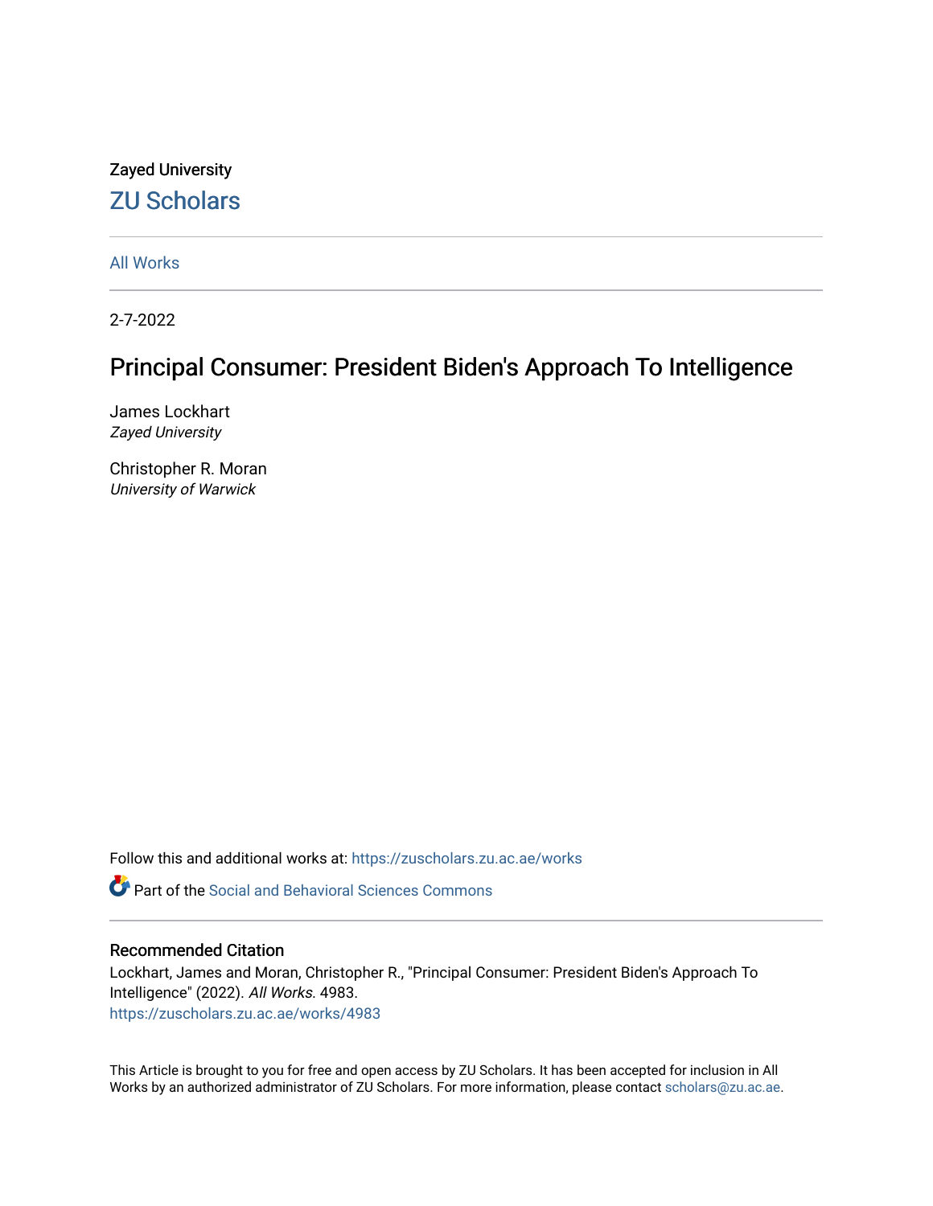Zayed University

ZU Scholars

All Works

2-7-2022

# Principal Consumer: President Biden's Approach To Intelligence

James Lockhart
*Zayed University*

Christopher R. Moran
*University of Warwick*

Follow this and additional works at: https://zuscholars.zu.ac.ae/works

Part of the Social and Behavioral Sciences Commons

## Recommended Citation

Lockhart, James and Moran, Christopher R., "Principal Consumer: President Biden's Approach To Intelligence" (2022). *All Works*. 4983.
https://zuscholars.zu.ac.ae/works/4983

This Article is brought to you for free and open access by ZU Scholars. It has been accepted for inclusion in All Works by an authorized administrator of ZU Scholars. For more information, please contact scholars@zu.ac.ae.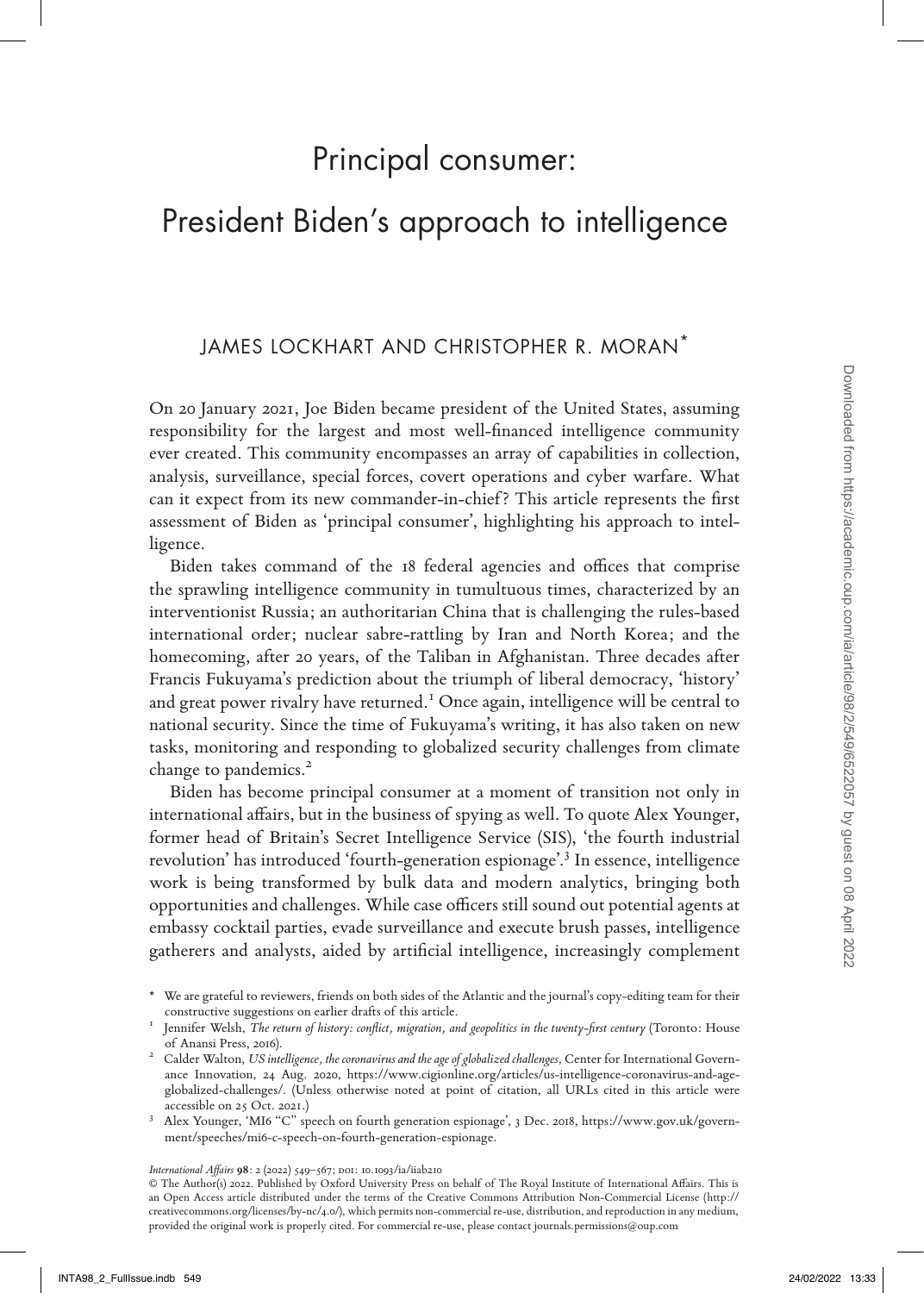# Principal consumer: President Biden's approach to intelligence

JAMES LOCKHART AND CHRISTOPHER R. MORAN*

On 20 January 2021, Joe Biden became president of the United States, assuming responsibility for the largest and most well-financed intelligence community ever created. This community encompasses an array of capabilities in collection, analysis, surveillance, special forces, covert operations and cyber warfare. What can it expect from its new commander-in-chief? This article represents the first assessment of Biden as 'principal consumer', highlighting his approach to intelligence.

Biden takes command of the 18 federal agencies and offices that comprise the sprawling intelligence community in tumultuous times, characterized by an interventionist Russia; an authoritarian China that is challenging the rules-based international order; nuclear sabre-rattling by Iran and North Korea; and the homecoming, after 20 years, of the Taliban in Afghanistan. Three decades after Francis Fukuyama's prediction about the triumph of liberal democracy, 'history' and great power rivalry have returned.[1] Once again, intelligence will be central to national security. Since the time of Fukuyama's writing, it has also taken on new tasks, monitoring and responding to globalized security challenges from climate change to pandemics.[2]

Biden has become principal consumer at a moment of transition not only in international affairs, but in the business of spying as well. To quote Alex Younger, former head of Britain's Secret Intelligence Service (SIS), 'the fourth industrial revolution' has introduced 'fourth-generation espionage'.[3] In essence, intelligence work is being transformed by bulk data and modern analytics, bringing both opportunities and challenges. While case officers still sound out potential agents at embassy cocktail parties, evade surveillance and execute brush passes, intelligence gatherers and analysts, aided by artificial intelligence, increasingly complement

\* We are grateful to reviewers, friends on both sides of the Atlantic and the journal's copy-editing team for their constructive suggestions on earlier drafts of this article.

[1] Jennifer Welsh, *The return of history: conflict, migration, and geopolitics in the twenty-first century* (Toronto: House of Anansi Press, 2016).

[2] Calder Walton, *US intelligence, the coronavirus and the age of globalized challenges*, Center for International Governance Innovation, 24 Aug. 2020, https://www.cigionline.org/articles/us-intelligence-coronavirus-and-age-globalized-challenges/. (Unless otherwise noted at point of citation, all URLs cited in this article were accessible on 25 Oct. 2021.)

[3] Alex Younger, 'MI6 "C" speech on fourth generation espionage', 3 Dec. 2018, https://www.gov.uk/government/speeches/mi6-c-speech-on-fourth-generation-espionage.

© The Author(s) 2022. Published by Oxford University Press on behalf of The Royal Institute of International Affairs. This is an Open Access article distributed under the terms of the Creative Commons Attribution Non-Commercial License (http://creativecommons.org/licenses/by-nc/4.0/), which permits non-commercial re-use, distribution, and reproduction in any medium, provided the original work is properly cited. For commercial re-use, please contact journals.permissions@oup.com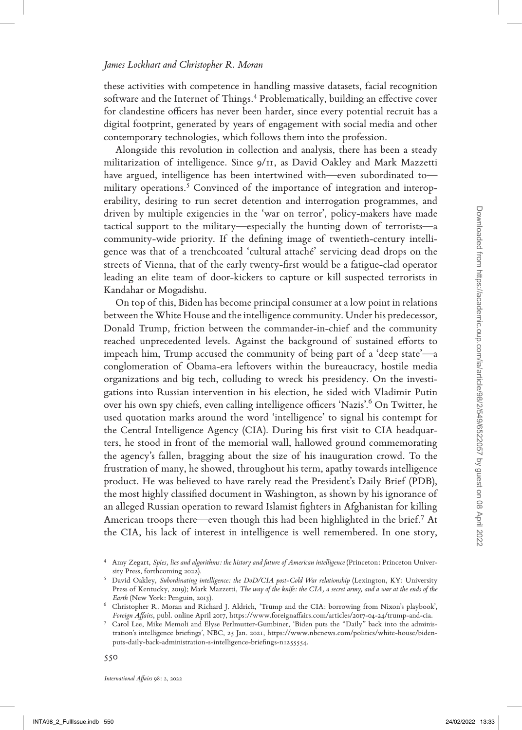these activities with competence in handling massive datasets, facial recognition software and the Internet of Things.[4] Problematically, building an effective cover for clandestine officers has never been harder, since every potential recruit has a digital footprint, generated by years of engagement with social media and other contemporary technologies, which follows them into the profession.

Alongside this revolution in collection and analysis, there has been a steady militarization of intelligence. Since 9/11, as David Oakley and Mark Mazzetti have argued, intelligence has been intertwined with—even subordinated to—military operations.[5] Convinced of the importance of integration and interoperability, desiring to run secret detention and interrogation programmes, and driven by multiple exigencies in the 'war on terror', policy-makers have made tactical support to the military—especially the hunting down of terrorists—a community-wide priority. If the defining image of twentieth-century intelligence was that of a trenchcoated 'cultural attaché' servicing dead drops on the streets of Vienna, that of the early twenty-first would be a fatigue-clad operator leading an elite team of door-kickers to capture or kill suspected terrorists in Kandahar or Mogadishu.

On top of this, Biden has become principal consumer at a low point in relations between the White House and the intelligence community. Under his predecessor, Donald Trump, friction between the commander-in-chief and the community reached unprecedented levels. Against the background of sustained efforts to impeach him, Trump accused the community of being part of a 'deep state'—a conglomeration of Obama-era leftovers within the bureaucracy, hostile media organizations and big tech, colluding to wreck his presidency. On the investigations into Russian intervention in his election, he sided with Vladimir Putin over his own spy chiefs, even calling intelligence officers 'Nazis'.[6] On Twitter, he used quotation marks around the word 'intelligence' to signal his contempt for the Central Intelligence Agency (CIA). During his first visit to CIA headquarters, he stood in front of the memorial wall, hallowed ground commemorating the agency's fallen, bragging about the size of his inauguration crowd. To the frustration of many, he showed, throughout his term, apathy towards intelligence product. He was believed to have rarely read the President's Daily Brief (PDB), the most highly classified document in Washington, as shown by his ignorance of an alleged Russian operation to reward Islamist fighters in Afghanistan for killing American troops there—even though this had been highlighted in the brief.[7] At the CIA, his lack of interest in intelligence is well remembered. In one story,

---

[4] Amy Zegart, *Spies, lies and algorithms: the history and future of American intelligence* (Princeton: Princeton University Press, forthcoming 2022).

[5] David Oakley, *Subordinating intelligence: the DoD/CIA post-Cold War relationship* (Lexington, KY: University Press of Kentucky, 2019); Mark Mazzetti, *The way of the knife: the CIA, a secret army, and a war at the ends of the Earth* (New York: Penguin, 2013).

[6] Christopher R. Moran and Richard J. Aldrich, 'Trump and the CIA: borrowing from Nixon's playbook', *Foreign Affairs*, publ. online April 2017, https://www.foreignaffairs.com/articles/2017-04-24/trump-and-cia.

[7] Carol Lee, Mike Memoli and Elyse Perlmutter-Gumbiner, 'Biden puts the "Daily" back into the administration's intelligence briefings', NBC, 25 Jan. 2021, https://www.nbcnews.com/politics/white-house/biden-puts-daily-back-administration-s-intelligence-briefings-n1255554.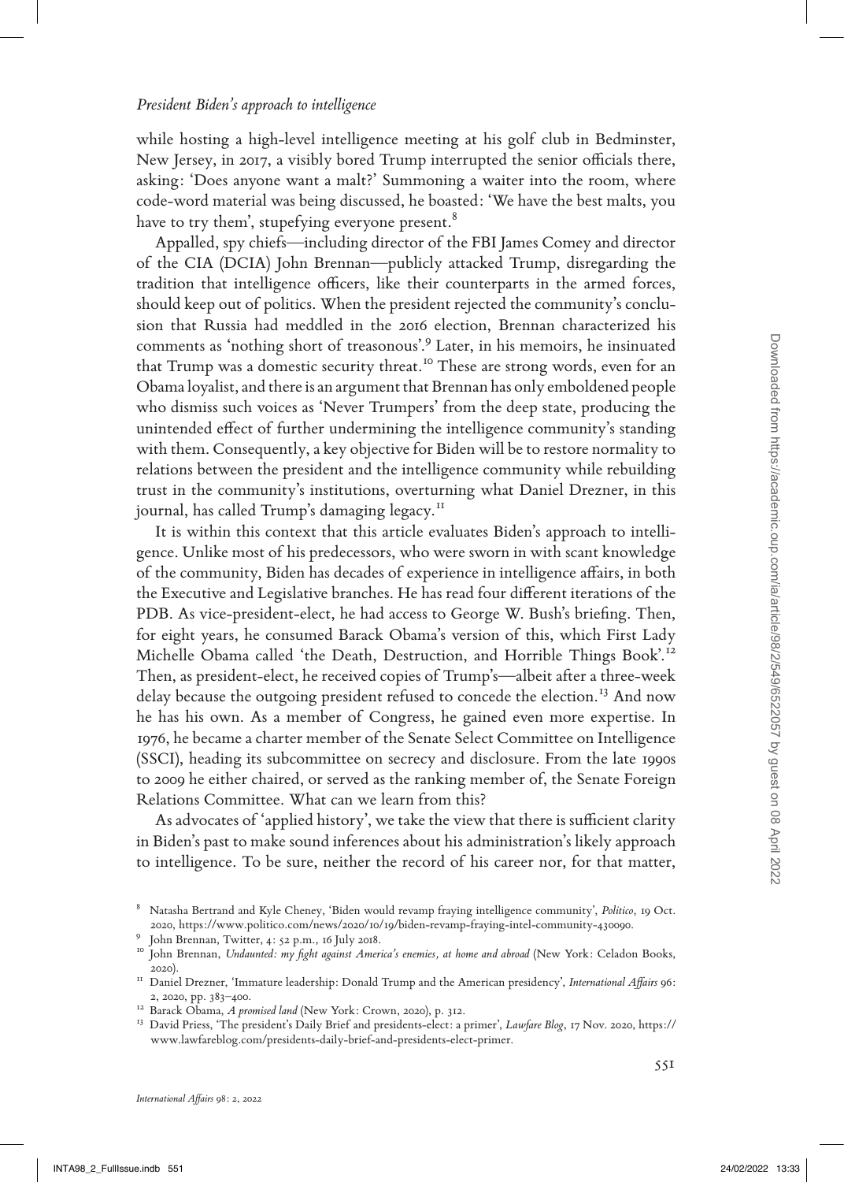while hosting a high-level intelligence meeting at his golf club in Bedminster, New Jersey, in 2017, a visibly bored Trump interrupted the senior officials there, asking: 'Does anyone want a malt?' Summoning a waiter into the room, where code-word material was being discussed, he boasted: 'We have the best malts, you have to try them', stupefying everyone present.[8]

Appalled, spy chiefs—including director of the FBI James Comey and director of the CIA (DCIA) John Brennan—publicly attacked Trump, disregarding the tradition that intelligence officers, like their counterparts in the armed forces, should keep out of politics. When the president rejected the community's conclusion that Russia had meddled in the 2016 election, Brennan characterized his comments as 'nothing short of treasonous'.[9] Later, in his memoirs, he insinuated that Trump was a domestic security threat.[10] These are strong words, even for an Obama loyalist, and there is an argument that Brennan has only emboldened people who dismiss such voices as 'Never Trumpers' from the deep state, producing the unintended effect of further undermining the intelligence community's standing with them. Consequently, a key objective for Biden will be to restore normality to relations between the president and the intelligence community while rebuilding trust in the community's institutions, overturning what Daniel Drezner, in this journal, has called Trump's damaging legacy.[11]

It is within this context that this article evaluates Biden's approach to intelligence. Unlike most of his predecessors, who were sworn in with scant knowledge of the community, Biden has decades of experience in intelligence affairs, in both the Executive and Legislative branches. He has read four different iterations of the PDB. As vice-president-elect, he had access to George W. Bush's briefing. Then, for eight years, he consumed Barack Obama's version of this, which First Lady Michelle Obama called 'the Death, Destruction, and Horrible Things Book'.[12] Then, as president-elect, he received copies of Trump's—albeit after a three-week delay because the outgoing president refused to concede the election.[13] And now he has his own. As a member of Congress, he gained even more expertise. In 1976, he became a charter member of the Senate Select Committee on Intelligence (SSCI), heading its subcommittee on secrecy and disclosure. From the late 1990s to 2009 he either chaired, or served as the ranking member of, the Senate Foreign Relations Committee. What can we learn from this?

As advocates of 'applied history', we take the view that there is sufficient clarity in Biden's past to make sound inferences about his administration's likely approach to intelligence. To be sure, neither the record of his career nor, for that matter,

---

[8] Natasha Bertrand and Kyle Cheney, 'Biden would revamp fraying intelligence community', *Politico*, 19 Oct. 2020, https://www.politico.com/news/2020/10/19/biden-revamp-fraying-intel-community-430090.

[9] John Brennan, Twitter, 4: 52 p.m., 16 July 2018.

[10] John Brennan, *Undaunted: my fight against America's enemies, at home and abroad* (New York: Celadon Books, 2020).

[11] Daniel Drezner, 'Immature leadership: Donald Trump and the American presidency', *International Affairs* 96: 2, 2020, pp. 383–400.

[12] Barack Obama, *A promised land* (New York: Crown, 2020), p. 312.

[13] David Priess, 'The president's Daily Brief and presidents-elect: a primer', *Lawfare Blog*, 17 Nov. 2020, https://www.lawfareblog.com/presidents-daily-brief-and-presidents-elect-primer.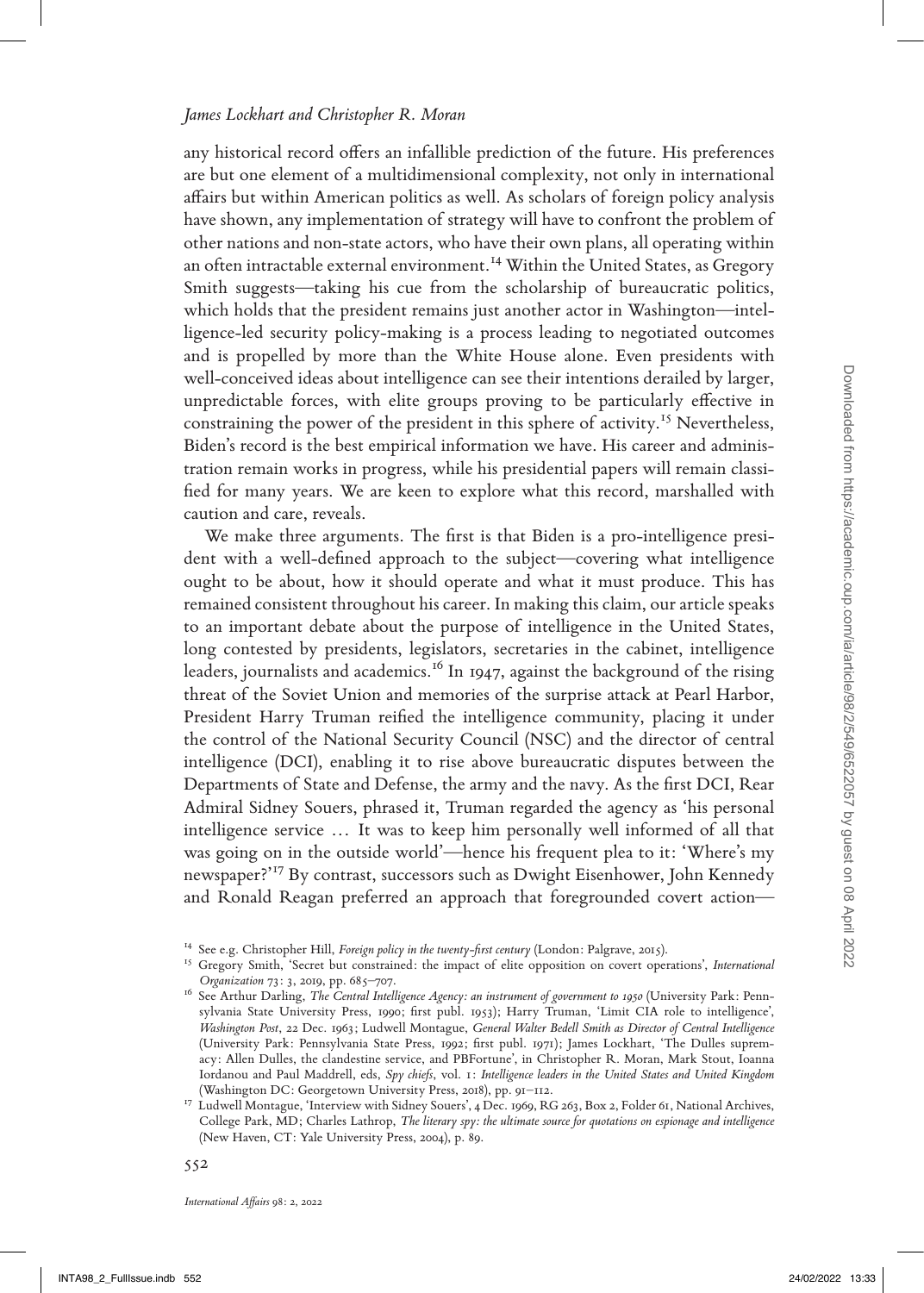any historical record offers an infallible prediction of the future. His preferences are but one element of a multidimensional complexity, not only in international affairs but within American politics as well. As scholars of foreign policy analysis have shown, any implementation of strategy will have to confront the problem of other nations and non-state actors, who have their own plans, all operating within an often intractable external environment.[14] Within the United States, as Gregory Smith suggests—taking his cue from the scholarship of bureaucratic politics, which holds that the president remains just another actor in Washington—intelligence-led security policy-making is a process leading to negotiated outcomes and is propelled by more than the White House alone. Even presidents with well-conceived ideas about intelligence can see their intentions derailed by larger, unpredictable forces, with elite groups proving to be particularly effective in constraining the power of the president in this sphere of activity.[15] Nevertheless, Biden's record is the best empirical information we have. His career and administration remain works in progress, while his presidential papers will remain classified for many years. We are keen to explore what this record, marshalled with caution and care, reveals.

We make three arguments. The first is that Biden is a pro-intelligence president with a well-defined approach to the subject—covering what intelligence ought to be about, how it should operate and what it must produce. This has remained consistent throughout his career. In making this claim, our article speaks to an important debate about the purpose of intelligence in the United States, long contested by presidents, legislators, secretaries in the cabinet, intelligence leaders, journalists and academics.[16] In 1947, against the background of the rising threat of the Soviet Union and memories of the surprise attack at Pearl Harbor, President Harry Truman reified the intelligence community, placing it under the control of the National Security Council (NSC) and the director of central intelligence (DCI), enabling it to rise above bureaucratic disputes between the Departments of State and Defense, the army and the navy. As the first DCI, Rear Admiral Sidney Souers, phrased it, Truman regarded the agency as 'his personal intelligence service … It was to keep him personally well informed of all that was going on in the outside world'—hence his frequent plea to it: 'Where's my newspaper?'[17] By contrast, successors such as Dwight Eisenhower, John Kennedy and Ronald Reagan preferred an approach that foregrounded covert action—

[14] See e.g. Christopher Hill, *Foreign policy in the twenty-first century* (London: Palgrave, 2015).

[15] Gregory Smith, 'Secret but constrained: the impact of elite opposition on covert operations', *International Organization* 73: 3, 2019, pp. 685–707.

[16] See Arthur Darling, *The Central Intelligence Agency: an instrument of government to 1950* (University Park: Pennsylvania State University Press, 1990; first publ. 1953); Harry Truman, 'Limit CIA role to intelligence', *Washington Post*, 22 Dec. 1963; Ludwell Montague, *General Walter Bedell Smith as Director of Central Intelligence* (University Park: Pennsylvania State Press, 1992; first publ. 1971); James Lockhart, 'The Dulles supremacy: Allen Dulles, the clandestine service, and PBFortune', in Christopher R. Moran, Mark Stout, Ioanna Iordanou and Paul Maddrell, eds, *Spy chiefs*, vol. 1: *Intelligence leaders in the United States and United Kingdom* (Washington DC: Georgetown University Press, 2018), pp. 91–112.

[17] Ludwell Montague, 'Interview with Sidney Souers', 4 Dec. 1969, RG 263, Box 2, Folder 61, National Archives, College Park, MD; Charles Lathrop, *The literary spy: the ultimate source for quotations on espionage and intelligence* (New Haven, CT: Yale University Press, 2004), p. 89.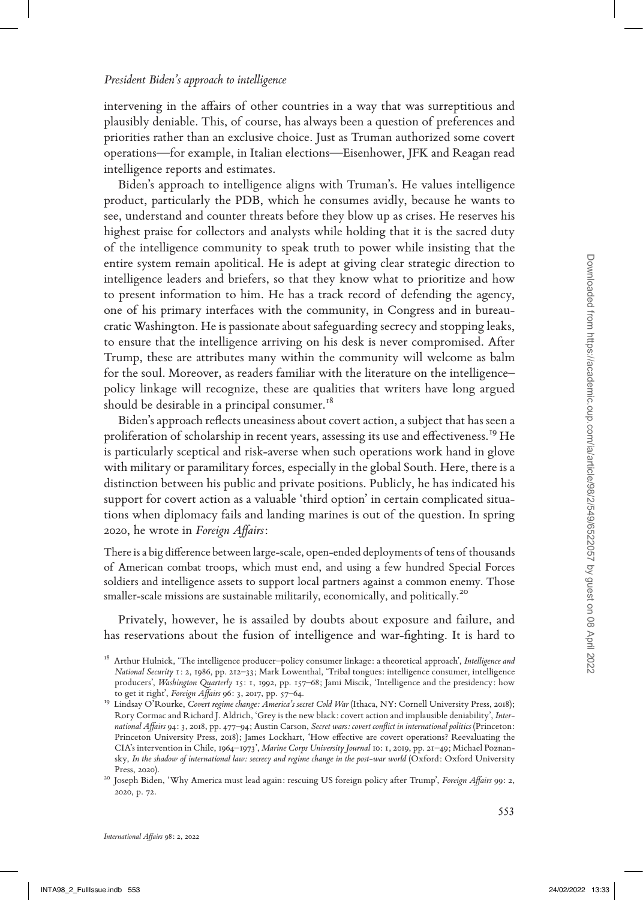intervening in the affairs of other countries in a way that was surreptitious and plausibly deniable. This, of course, has always been a question of preferences and priorities rather than an exclusive choice. Just as Truman authorized some covert operations—for example, in Italian elections—Eisenhower, JFK and Reagan read intelligence reports and estimates.

Biden's approach to intelligence aligns with Truman's. He values intelligence product, particularly the PDB, which he consumes avidly, because he wants to see, understand and counter threats before they blow up as crises. He reserves his highest praise for collectors and analysts while holding that it is the sacred duty of the intelligence community to speak truth to power while insisting that the entire system remain apolitical. He is adept at giving clear strategic direction to intelligence leaders and briefers, so that they know what to prioritize and how to present information to him. He has a track record of defending the agency, one of his primary interfaces with the community, in Congress and in bureaucratic Washington. He is passionate about safeguarding secrecy and stopping leaks, to ensure that the intelligence arriving on his desk is never compromised. After Trump, these are attributes many within the community will welcome as balm for the soul. Moreover, as readers familiar with the literature on the intelligence–policy linkage will recognize, these are qualities that writers have long argued should be desirable in a principal consumer.[18]

Biden's approach reflects uneasiness about covert action, a subject that has seen a proliferation of scholarship in recent years, assessing its use and effectiveness.[19] He is particularly sceptical and risk-averse when such operations work hand in glove with military or paramilitary forces, especially in the global South. Here, there is a distinction between his public and private positions. Publicly, he has indicated his support for covert action as a valuable 'third option' in certain complicated situations when diplomacy fails and landing marines is out of the question. In spring 2020, he wrote in *Foreign Affairs*:

> There is a big difference between large-scale, open-ended deployments of tens of thousands of American combat troops, which must end, and using a few hundred Special Forces soldiers and intelligence assets to support local partners against a common enemy. Those smaller-scale missions are sustainable militarily, economically, and politically.[20]

Privately, however, he is assailed by doubts about exposure and failure, and has reservations about the fusion of intelligence and war-fighting. It is hard to

---

[18] Arthur Hulnick, 'The intelligence producer–policy consumer linkage: a theoretical approach', *Intelligence and National Security* 1: 2, 1986, pp. 212–33; Mark Lowenthal, 'Tribal tongues: intelligence consumer, intelligence producers', *Washington Quarterly* 15: 1, 1992, pp. 157–68; Jami Miscik, 'Intelligence and the presidency: how to get it right', *Foreign Affairs* 96: 3, 2017, pp. 57–64.

[19] Lindsay O'Rourke, *Covert regime change: America's secret Cold War* (Ithaca, NY: Cornell University Press, 2018); Rory Cormac and Richard J. Aldrich, 'Grey is the new black: covert action and implausible deniability', *International Affairs* 94: 3, 2018, pp. 477–94; Austin Carson, *Secret wars: covert conflict in international politics* (Princeton: Princeton University Press, 2018); James Lockhart, 'How effective are covert operations? Reevaluating the CIA's intervention in Chile, 1964–1973', *Marine Corps University Journal* 10: 1, 2019, pp. 21–49; Michael Poznansky, *In the shadow of international law: secrecy and regime change in the post-war world* (Oxford: Oxford University Press, 2020).

[20] Joseph Biden, 'Why America must lead again: rescuing US foreign policy after Trump', *Foreign Affairs* 99: 2, 2020, p. 72.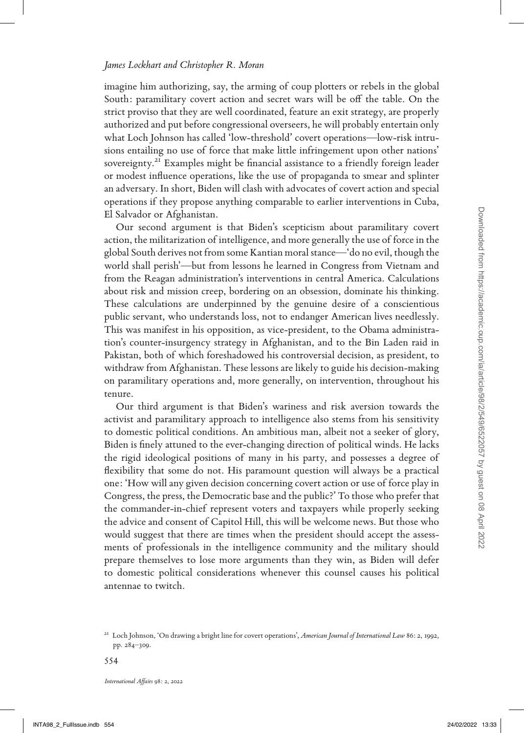imagine him authorizing, say, the arming of coup plotters or rebels in the global South: paramilitary covert action and secret wars will be off the table. On the strict proviso that they are well coordinated, feature an exit strategy, are properly authorized and put before congressional overseers, he will probably entertain only what Loch Johnson has called 'low-threshold' covert operations—low-risk intrusions entailing no use of force that make little infringement upon other nations' sovereignty.[21] Examples might be financial assistance to a friendly foreign leader or modest influence operations, like the use of propaganda to smear and splinter an adversary. In short, Biden will clash with advocates of covert action and special operations if they propose anything comparable to earlier interventions in Cuba, El Salvador or Afghanistan.

Our second argument is that Biden's scepticism about paramilitary covert action, the militarization of intelligence, and more generally the use of force in the global South derives not from some Kantian moral stance—'do no evil, though the world shall perish'—but from lessons he learned in Congress from Vietnam and from the Reagan administration's interventions in central America. Calculations about risk and mission creep, bordering on an obsession, dominate his thinking. These calculations are underpinned by the genuine desire of a conscientious public servant, who understands loss, not to endanger American lives needlessly. This was manifest in his opposition, as vice-president, to the Obama administration's counter-insurgency strategy in Afghanistan, and to the Bin Laden raid in Pakistan, both of which foreshadowed his controversial decision, as president, to withdraw from Afghanistan. These lessons are likely to guide his decision-making on paramilitary operations and, more generally, on intervention, throughout his tenure.

Our third argument is that Biden's wariness and risk aversion towards the activist and paramilitary approach to intelligence also stems from his sensitivity to domestic political conditions. An ambitious man, albeit not a seeker of glory, Biden is finely attuned to the ever-changing direction of political winds. He lacks the rigid ideological positions of many in his party, and possesses a degree of flexibility that some do not. His paramount question will always be a practical one: 'How will any given decision concerning covert action or use of force play in Congress, the press, the Democratic base and the public?' To those who prefer that the commander-in-chief represent voters and taxpayers while properly seeking the advice and consent of Capitol Hill, this will be welcome news. But those who would suggest that there are times when the president should accept the assessments of professionals in the intelligence community and the military should prepare themselves to lose more arguments than they win, as Biden will defer to domestic political considerations whenever this counsel causes his political antennae to twitch.

[21] Loch Johnson, 'On drawing a bright line for covert operations', *American Journal of International Law* 86: 2, 1992, pp. 284–309.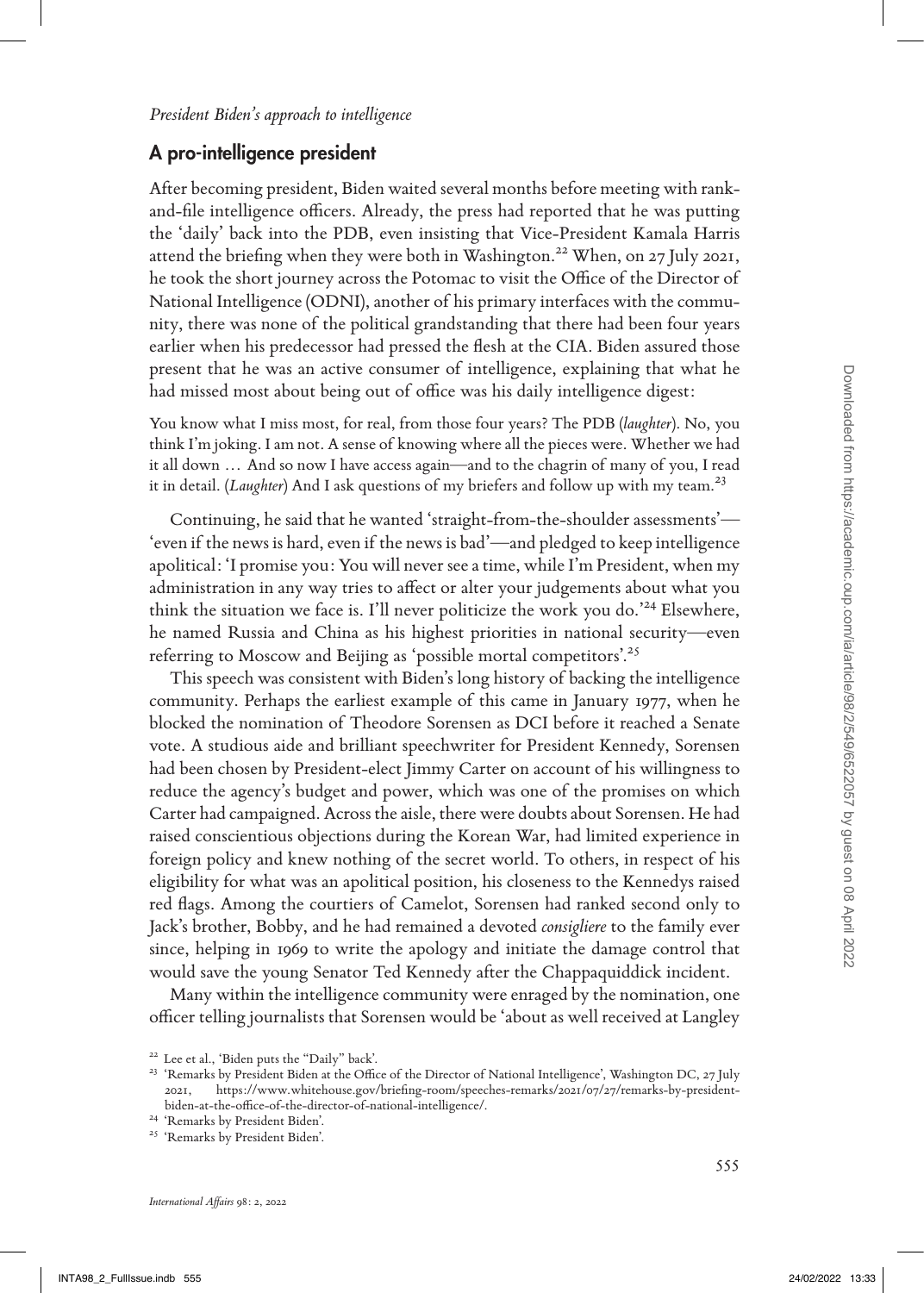## A pro-intelligence president

After becoming president, Biden waited several months before meeting with rank-and-file intelligence officers. Already, the press had reported that he was putting the 'daily' back into the PDB, even insisting that Vice-President Kamala Harris attend the briefing when they were both in Washington.[22] When, on 27 July 2021, he took the short journey across the Potomac to visit the Office of the Director of National Intelligence (ODNI), another of his primary interfaces with the community, there was none of the political grandstanding that there had been four years earlier when his predecessor had pressed the flesh at the CIA. Biden assured those present that he was an active consumer of intelligence, explaining that what he had missed most about being out of office was his daily intelligence digest:

You know what I miss most, for real, from those four years? The PDB (*laughter*). No, you think I'm joking. I am not. A sense of knowing where all the pieces were. Whether we had it all down … And so now I have access again—and to the chagrin of many of you, I read it in detail. (*Laughter*) And I ask questions of my briefers and follow up with my team.[23]

Continuing, he said that he wanted 'straight-from-the-shoulder assessments'—'even if the news is hard, even if the news is bad'—and pledged to keep intelligence apolitical: 'I promise you: You will never see a time, while I'm President, when my administration in any way tries to affect or alter your judgements about what you think the situation we face is. I'll never politicize the work you do.'[24] Elsewhere, he named Russia and China as his highest priorities in national security—even referring to Moscow and Beijing as 'possible mortal competitors'.[25]

This speech was consistent with Biden's long history of backing the intelligence community. Perhaps the earliest example of this came in January 1977, when he blocked the nomination of Theodore Sorensen as DCI before it reached a Senate vote. A studious aide and brilliant speechwriter for President Kennedy, Sorensen had been chosen by President-elect Jimmy Carter on account of his willingness to reduce the agency's budget and power, which was one of the promises on which Carter had campaigned. Across the aisle, there were doubts about Sorensen. He had raised conscientious objections during the Korean War, had limited experience in foreign policy and knew nothing of the secret world. To others, in respect of his eligibility for what was an apolitical position, his closeness to the Kennedys raised red flags. Among the courtiers of Camelot, Sorensen had ranked second only to Jack's brother, Bobby, and he had remained a devoted *consigliere* to the family ever since, helping in 1969 to write the apology and initiate the damage control that would save the young Senator Ted Kennedy after the Chappaquiddick incident.

Many within the intelligence community were enraged by the nomination, one officer telling journalists that Sorensen would be 'about as well received at Langley

[22] Lee et al., 'Biden puts the "Daily" back'.

[23] 'Remarks by President Biden at the Office of the Director of National Intelligence', Washington DC, 27 July 2021, https://www.whitehouse.gov/briefing-room/speeches-remarks/2021/07/27/remarks-by-president-biden-at-the-office-of-the-director-of-national-intelligence/.

[24] 'Remarks by President Biden'.

[25] 'Remarks by President Biden'.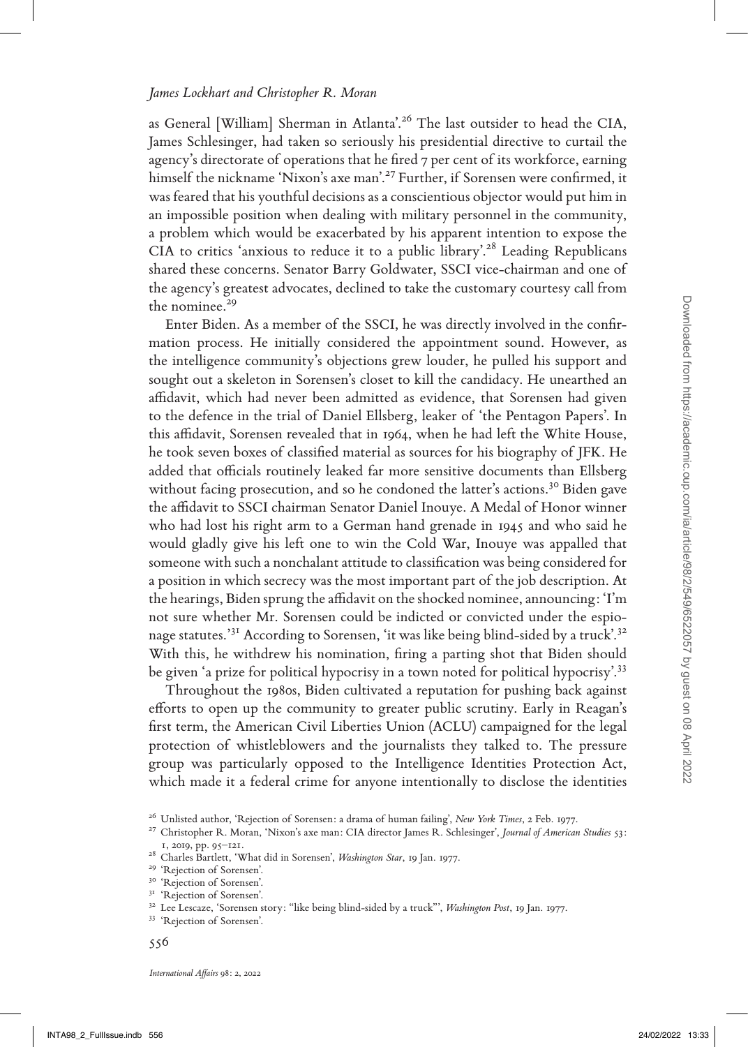as General [William] Sherman in Atlanta'.[26] The last outsider to head the CIA, James Schlesinger, had taken so seriously his presidential directive to curtail the agency's directorate of operations that he fired 7 per cent of its workforce, earning himself the nickname 'Nixon's axe man'.[27] Further, if Sorensen were confirmed, it was feared that his youthful decisions as a conscientious objector would put him in an impossible position when dealing with military personnel in the community, a problem which would be exacerbated by his apparent intention to expose the CIA to critics 'anxious to reduce it to a public library'.[28] Leading Republicans shared these concerns. Senator Barry Goldwater, SSCI vice-chairman and one of the agency's greatest advocates, declined to take the customary courtesy call from the nominee.[29]

Enter Biden. As a member of the SSCI, he was directly involved in the confirmation process. He initially considered the appointment sound. However, as the intelligence community's objections grew louder, he pulled his support and sought out a skeleton in Sorensen's closet to kill the candidacy. He unearthed an affidavit, which had never been admitted as evidence, that Sorensen had given to the defence in the trial of Daniel Ellsberg, leaker of 'the Pentagon Papers'. In this affidavit, Sorensen revealed that in 1964, when he had left the White House, he took seven boxes of classified material as sources for his biography of JFK. He added that officials routinely leaked far more sensitive documents than Ellsberg without facing prosecution, and so he condoned the latter's actions.[30] Biden gave the affidavit to SSCI chairman Senator Daniel Inouye. A Medal of Honor winner who had lost his right arm to a German hand grenade in 1945 and who said he would gladly give his left one to win the Cold War, Inouye was appalled that someone with such a nonchalant attitude to classification was being considered for a position in which secrecy was the most important part of the job description. At the hearings, Biden sprung the affidavit on the shocked nominee, announcing: 'I'm not sure whether Mr. Sorensen could be indicted or convicted under the espionage statutes.'[31] According to Sorensen, 'it was like being blind-sided by a truck'.[32] With this, he withdrew his nomination, firing a parting shot that Biden should be given 'a prize for political hypocrisy in a town noted for political hypocrisy'.[33]

Throughout the 1980s, Biden cultivated a reputation for pushing back against efforts to open up the community to greater public scrutiny. Early in Reagan's first term, the American Civil Liberties Union (ACLU) campaigned for the legal protection of whistleblowers and the journalists they talked to. The pressure group was particularly opposed to the Intelligence Identities Protection Act, which made it a federal crime for anyone intentionally to disclose the identities

---

[26] Unlisted author, 'Rejection of Sorensen: a drama of human failing', *New York Times*, 2 Feb. 1977.

[27] Christopher R. Moran, 'Nixon's axe man: CIA director James R. Schlesinger', *Journal of American Studies* 53: 1, 2019, pp. 95–121.

[28] Charles Bartlett, 'What did in Sorensen', *Washington Star*, 19 Jan. 1977.

[29] 'Rejection of Sorensen'.

[30] 'Rejection of Sorensen'.

[31] 'Rejection of Sorensen'.

[32] Lee Lescaze, 'Sorensen story: "like being blind-sided by a truck"', *Washington Post*, 19 Jan. 1977.

[33] 'Rejection of Sorensen'.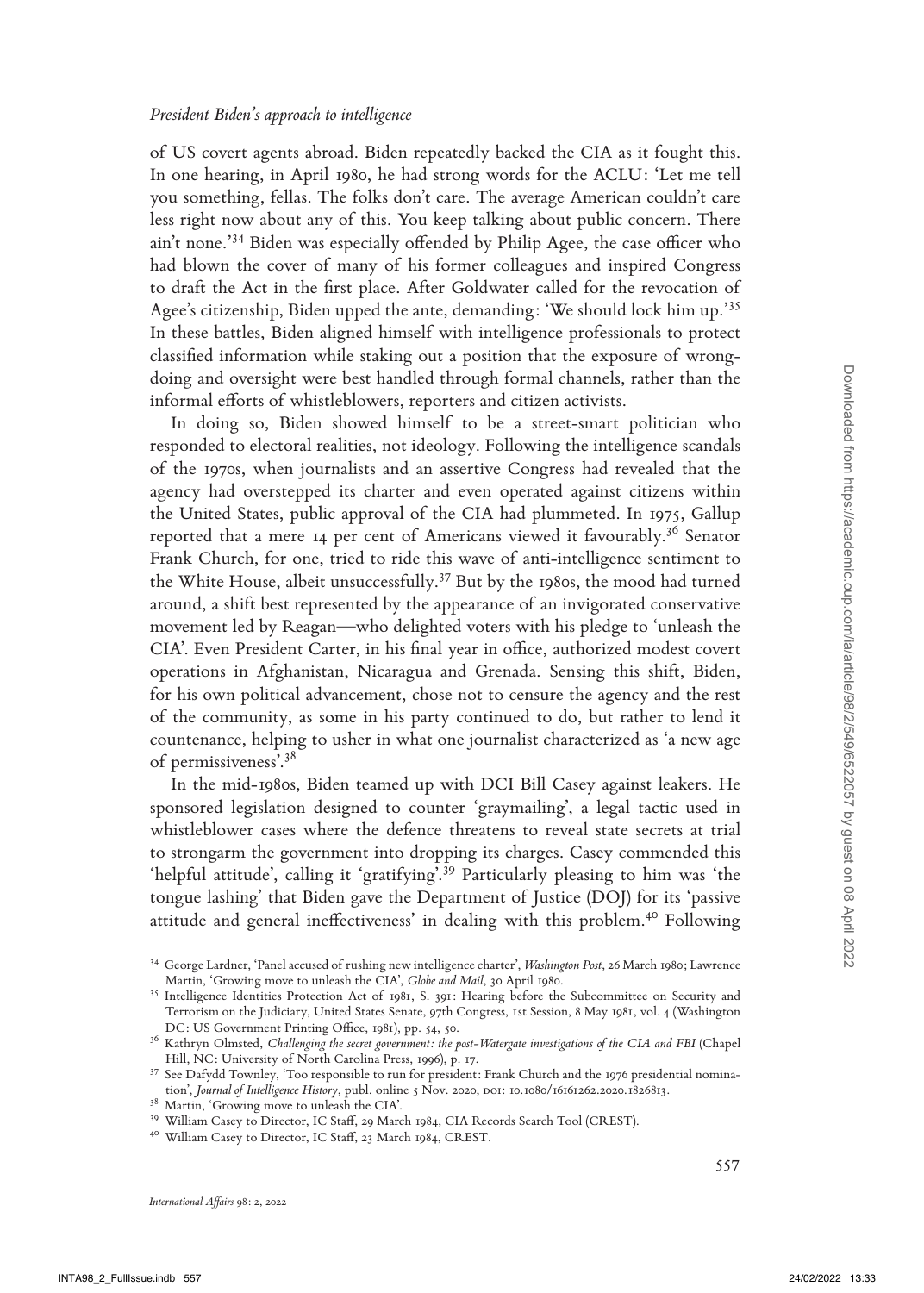of US covert agents abroad. Biden repeatedly backed the CIA as it fought this. In one hearing, in April 1980, he had strong words for the ACLU: 'Let me tell you something, fellas. The folks don't care. The average American couldn't care less right now about any of this. You keep talking about public concern. There ain't none.'[34] Biden was especially offended by Philip Agee, the case officer who had blown the cover of many of his former colleagues and inspired Congress to draft the Act in the first place. After Goldwater called for the revocation of Agee's citizenship, Biden upped the ante, demanding: 'We should lock him up.'[35] In these battles, Biden aligned himself with intelligence professionals to protect classified information while staking out a position that the exposure of wrongdoing and oversight were best handled through formal channels, rather than the informal efforts of whistleblowers, reporters and citizen activists.

In doing so, Biden showed himself to be a street-smart politician who responded to electoral realities, not ideology. Following the intelligence scandals of the 1970s, when journalists and an assertive Congress had revealed that the agency had overstepped its charter and even operated against citizens within the United States, public approval of the CIA had plummeted. In 1975, Gallup reported that a mere 14 per cent of Americans viewed it favourably.[36] Senator Frank Church, for one, tried to ride this wave of anti-intelligence sentiment to the White House, albeit unsuccessfully.[37] But by the 1980s, the mood had turned around, a shift best represented by the appearance of an invigorated conservative movement led by Reagan—who delighted voters with his pledge to 'unleash the CIA'. Even President Carter, in his final year in office, authorized modest covert operations in Afghanistan, Nicaragua and Grenada. Sensing this shift, Biden, for his own political advancement, chose not to censure the agency and the rest of the community, as some in his party continued to do, but rather to lend it countenance, helping to usher in what one journalist characterized as 'a new age of permissiveness'.[38]

In the mid-1980s, Biden teamed up with DCI Bill Casey against leakers. He sponsored legislation designed to counter 'graymailing', a legal tactic used in whistleblower cases where the defence threatens to reveal state secrets at trial to strongarm the government into dropping its charges. Casey commended this 'helpful attitude', calling it 'gratifying'.[39] Particularly pleasing to him was 'the tongue lashing' that Biden gave the Department of Justice (DOJ) for its 'passive attitude and general ineffectiveness' in dealing with this problem.[40] Following

---

[34] George Lardner, 'Panel accused of rushing new intelligence charter', *Washington Post*, 26 March 1980; Lawrence Martin, 'Growing move to unleash the CIA', *Globe and Mail*, 30 April 1980.

[35] Intelligence Identities Protection Act of 1981, S. 391: Hearing before the Subcommittee on Security and Terrorism on the Judiciary, United States Senate, 97th Congress, 1st Session, 8 May 1981, vol. 4 (Washington DC: US Government Printing Office, 1981), pp. 54, 50.

[36] Kathryn Olmsted, *Challenging the secret government: the post-Watergate investigations of the CIA and FBI* (Chapel Hill, NC: University of North Carolina Press, 1996), p. 17.

[37] See Dafydd Townley, 'Too responsible to run for president: Frank Church and the 1976 presidential nomination', *Journal of Intelligence History*, publ. online 5 Nov. 2020, DOI: 10.1080/16161262.2020.1826813.

[38] Martin, 'Growing move to unleash the CIA'.

[39] William Casey to Director, IC Staff, 29 March 1984, CIA Records Search Tool (CREST).

[40] William Casey to Director, IC Staff, 23 March 1984, CREST.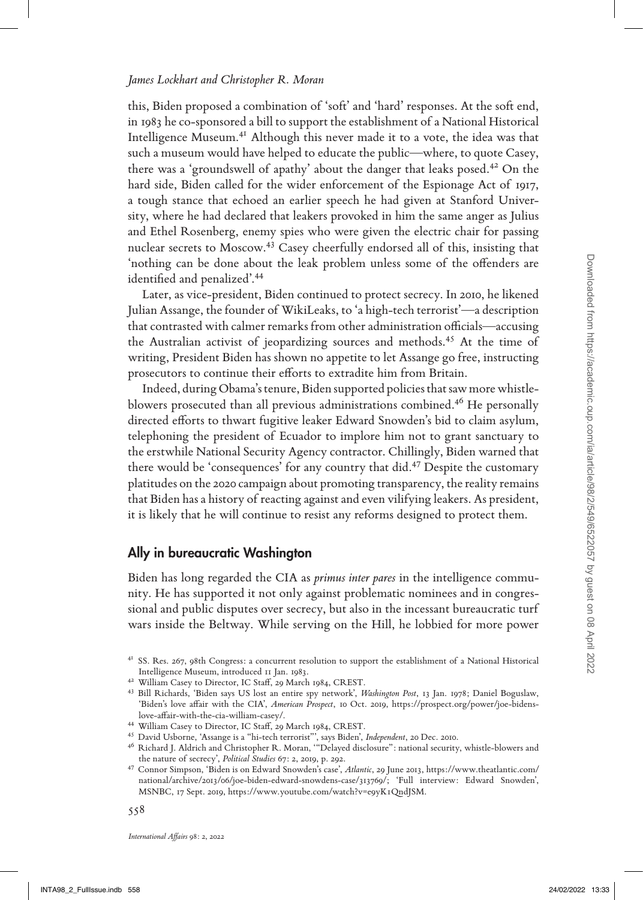this, Biden proposed a combination of 'soft' and 'hard' responses. At the soft end, in 1983 he co-sponsored a bill to support the establishment of a National Historical Intelligence Museum.[41] Although this never made it to a vote, the idea was that such a museum would have helped to educate the public—where, to quote Casey, there was a 'groundswell of apathy' about the danger that leaks posed.[42] On the hard side, Biden called for the wider enforcement of the Espionage Act of 1917, a tough stance that echoed an earlier speech he had given at Stanford University, where he had declared that leakers provoked in him the same anger as Julius and Ethel Rosenberg, enemy spies who were given the electric chair for passing nuclear secrets to Moscow.[43] Casey cheerfully endorsed all of this, insisting that 'nothing can be done about the leak problem unless some of the offenders are identified and penalized'.[44]

Later, as vice-president, Biden continued to protect secrecy. In 2010, he likened Julian Assange, the founder of WikiLeaks, to 'a high-tech terrorist'—a description that contrasted with calmer remarks from other administration officials—accusing the Australian activist of jeopardizing sources and methods.[45] At the time of writing, President Biden has shown no appetite to let Assange go free, instructing prosecutors to continue their efforts to extradite him from Britain.

Indeed, during Obama's tenure, Biden supported policies that saw more whistleblowers prosecuted than all previous administrations combined.[46] He personally directed efforts to thwart fugitive leaker Edward Snowden's bid to claim asylum, telephoning the president of Ecuador to implore him not to grant sanctuary to the erstwhile National Security Agency contractor. Chillingly, Biden warned that there would be 'consequences' for any country that did.[47] Despite the customary platitudes on the 2020 campaign about promoting transparency, the reality remains that Biden has a history of reacting against and even vilifying leakers. As president, it is likely that he will continue to resist any reforms designed to protect them.

## Ally in bureaucratic Washington

Biden has long regarded the CIA as *primus inter pares* in the intelligence community. He has supported it not only against problematic nominees and in congressional and public disputes over secrecy, but also in the incessant bureaucratic turf wars inside the Beltway. While serving on the Hill, he lobbied for more power

---

[41] SS. Res. 267, 98th Congress: a concurrent resolution to support the establishment of a National Historical Intelligence Museum, introduced 11 Jan. 1983.

[42] William Casey to Director, IC Staff, 29 March 1984, CREST.

[43] Bill Richards, 'Biden says US lost an entire spy network', *Washington Post*, 13 Jan. 1978; Daniel Boguslaw, 'Biden's love affair with the CIA', *American Prospect*, 10 Oct. 2019, https://prospect.org/power/joe-bidens-love-affair-with-the-cia-william-casey/.

[44] William Casey to Director, IC Staff, 29 March 1984, CREST.

[45] David Usborne, 'Assange is a "hi-tech terrorist"', says Biden', *Independent*, 20 Dec. 2010.

[46] Richard J. Aldrich and Christopher R. Moran, '"Delayed disclosure": national security, whistle-blowers and the nature of secrecy', *Political Studies* 67: 2, 2019, p. 292.

[47] Connor Simpson, 'Biden is on Edward Snowden's case', *Atlantic*, 29 June 2013, https://www.theatlantic.com/national/archive/2013/06/joe-biden-edward-snowdens-case/313769/; 'Full interview: Edward Snowden', MSNBC, 17 Sept. 2019, https://www.youtube.com/watch?v=e9yK1QndJSM.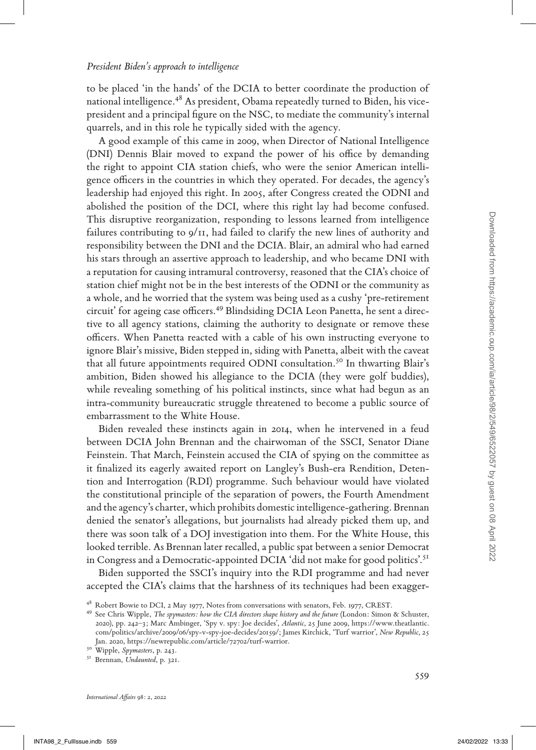to be placed 'in the hands' of the DCIA to better coordinate the production of national intelligence.[48] As president, Obama repeatedly turned to Biden, his vice-president and a principal figure on the NSC, to mediate the community's internal quarrels, and in this role he typically sided with the agency.

A good example of this came in 2009, when Director of National Intelligence (DNI) Dennis Blair moved to expand the power of his office by demanding the right to appoint CIA station chiefs, who were the senior American intelligence officers in the countries in which they operated. For decades, the agency's leadership had enjoyed this right. In 2005, after Congress created the ODNI and abolished the position of the DCI, where this right lay had become confused. This disruptive reorganization, responding to lessons learned from intelligence failures contributing to 9/11, had failed to clarify the new lines of authority and responsibility between the DNI and the DCIA. Blair, an admiral who had earned his stars through an assertive approach to leadership, and who became DNI with a reputation for causing intramural controversy, reasoned that the CIA's choice of station chief might not be in the best interests of the ODNI or the community as a whole, and he worried that the system was being used as a cushy 'pre-retirement circuit' for ageing case officers.[49] Blindsiding DCIA Leon Panetta, he sent a directive to all agency stations, claiming the authority to designate or remove these officers. When Panetta reacted with a cable of his own instructing everyone to ignore Blair's missive, Biden stepped in, siding with Panetta, albeit with the caveat that all future appointments required ODNI consultation.[50] In thwarting Blair's ambition, Biden showed his allegiance to the DCIA (they were golf buddies), while revealing something of his political instincts, since what had begun as an intra-community bureaucratic struggle threatened to become a public source of embarrassment to the White House.

Biden revealed these instincts again in 2014, when he intervened in a feud between DCIA John Brennan and the chairwoman of the SSCI, Senator Diane Feinstein. That March, Feinstein accused the CIA of spying on the committee as it finalized its eagerly awaited report on Langley's Bush-era Rendition, Detention and Interrogation (RDI) programme. Such behaviour would have violated the constitutional principle of the separation of powers, the Fourth Amendment and the agency's charter, which prohibits domestic intelligence-gathering. Brennan denied the senator's allegations, but journalists had already picked them up, and there was soon talk of a DOJ investigation into them. For the White House, this looked terrible. As Brennan later recalled, a public spat between a senior Democrat in Congress and a Democratic-appointed DCIA 'did not make for good politics'.[51]

Biden supported the SSCI's inquiry into the RDI programme and had never accepted the CIA's claims that the harshness of its techniques had been exagger-

[48] Robert Bowie to DCI, 2 May 1977, Notes from conversations with senators, Feb. 1977, CREST.

[49] See Chris Wipple, *The spymasters: how the CIA directors shape history and the future* (London: Simon & Schuster, 2020), pp. 242–3; Marc Ambinger, 'Spy v. spy: Joe decides', *Atlantic*, 25 June 2009, https://www.theatlantic.com/politics/archive/2009/06/spy-v-spy-joe-decides/20159/; James Kirchick, 'Turf warrior', *New Republic*, 25 Jan. 2020, https://newrepublic.com/article/72702/turf-warrior.

[50] Wipple, *Spymasters*, p. 243.

[51] Brennan, *Undaunted*, p. 321.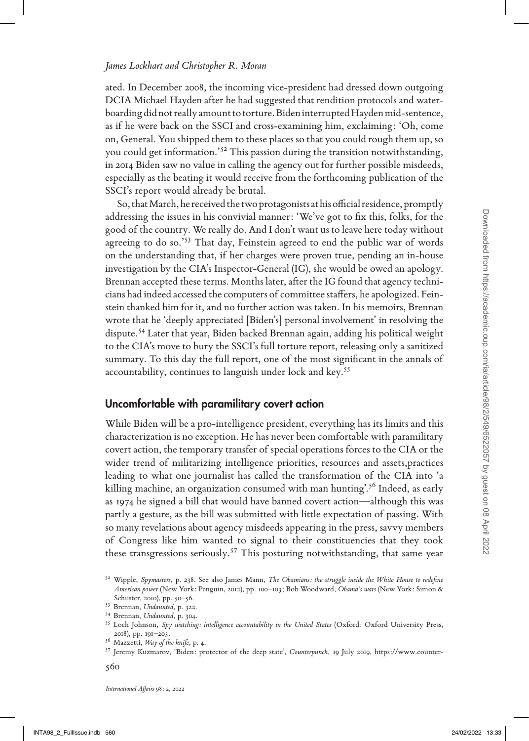ated. In December 2008, the incoming vice-president had dressed down outgoing DCIA Michael Hayden after he had suggested that rendition protocols and waterboarding did not really amount to torture. Biden interrupted Hayden mid-sentence, as if he were back on the SSCI and cross-examining him, exclaiming: 'Oh, come on, General. You shipped them to these places so that you could rough them up, so you could get information.'[52] This passion during the transition notwithstanding, in 2014 Biden saw no value in calling the agency out for further possible misdeeds, especially as the beating it would receive from the forthcoming publication of the SSCI's report would already be brutal.

So, that March, he received the two protagonists at his official residence, promptly addressing the issues in his convivial manner: 'We've got to fix this, folks, for the good of the country. We really do. And I don't want us to leave here today without agreeing to do so.'[53] That day, Feinstein agreed to end the public war of words on the understanding that, if her charges were proven true, pending an in-house investigation by the CIA's Inspector-General (IG), she would be owed an apology. Brennan accepted these terms. Months later, after the IG found that agency technicians had indeed accessed the computers of committee staffers, he apologized. Feinstein thanked him for it, and no further action was taken. In his memoirs, Brennan wrote that he 'deeply appreciated [Biden's] personal involvement' in resolving the dispute.[54] Later that year, Biden backed Brennan again, adding his political weight to the CIA's move to bury the SSCI's full torture report, releasing only a sanitized summary. To this day the full report, one of the most significant in the annals of accountability, continues to languish under lock and key.[55]

## Uncomfortable with paramilitary covert action

While Biden will be a pro-intelligence president, everything has its limits and this characterization is no exception. He has never been comfortable with paramilitary covert action, the temporary transfer of special operations forces to the CIA or the wider trend of militarizing intelligence priorities, resources and assets,practices leading to what one journalist has called the transformation of the CIA into 'a killing machine, an organization consumed with man hunting'.[56] Indeed, as early as 1974 he signed a bill that would have banned covert action—although this was partly a gesture, as the bill was submitted with little expectation of passing. With so many revelations about agency misdeeds appearing in the press, savvy members of Congress like him wanted to signal to their constituencies that they took these transgressions seriously.[57] This posturing notwithstanding, that same year

[52] Wipple, *Spymasters*, p. 238. See also James Mann, *The Obamians: the struggle inside the White House to redefine American power* (New York: Penguin, 2012), pp. 100–103; Bob Woodward, *Obama's wars* (New York: Simon & Schuster, 2010), pp. 50–56.

[53] Brennan, *Undaunted*, p. 322.

[54] Brennan, *Undaunted*, p. 304.

[55] Loch Johnson, *Spy watching: intelligence accountability in the United States* (Oxford: Oxford University Press, 2018), pp. 191–203.

[56] Mazzetti, *Way of the knife*, p. 4.

[57] Jeremy Kuzmarov, 'Biden: protector of the deep state', *Counterpunch*, 19 July 2019, https://www.counter-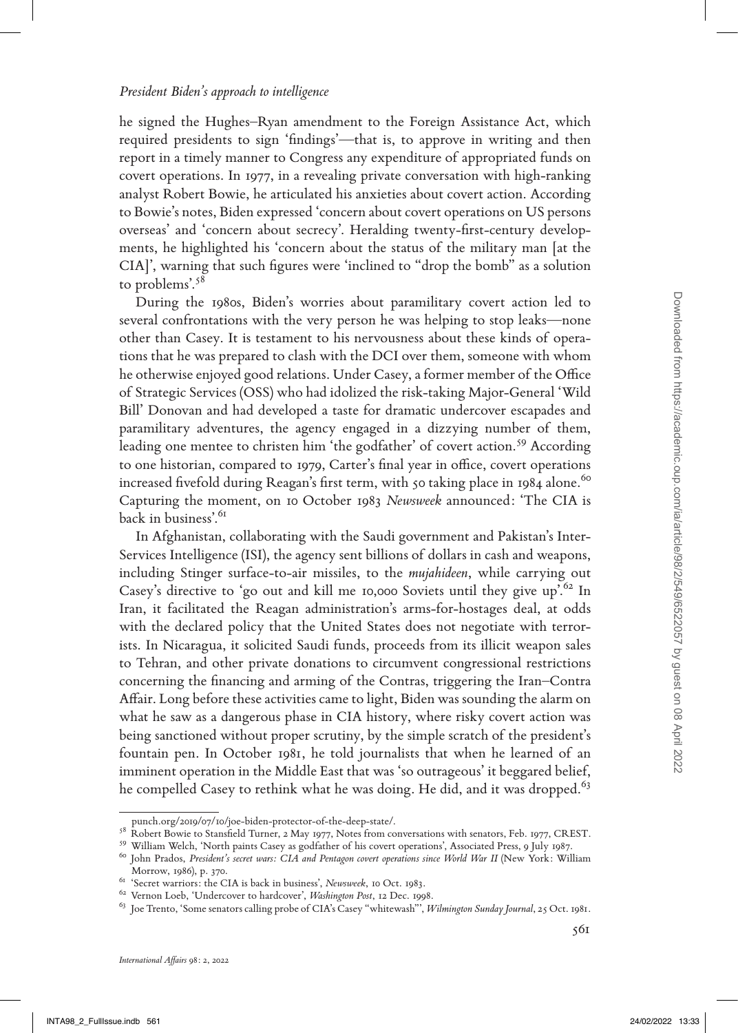he signed the Hughes–Ryan amendment to the Foreign Assistance Act, which required presidents to sign 'findings'—that is, to approve in writing and then report in a timely manner to Congress any expenditure of appropriated funds on covert operations. In 1977, in a revealing private conversation with high-ranking analyst Robert Bowie, he articulated his anxieties about covert action. According to Bowie's notes, Biden expressed 'concern about covert operations on US persons overseas' and 'concern about secrecy'. Heralding twenty-first-century developments, he highlighted his 'concern about the status of the military man [at the CIA]', warning that such figures were 'inclined to "drop the bomb" as a solution to problems'.[58]

During the 1980s, Biden's worries about paramilitary covert action led to several confrontations with the very person he was helping to stop leaks—none other than Casey. It is testament to his nervousness about these kinds of operations that he was prepared to clash with the DCI over them, someone with whom he otherwise enjoyed good relations. Under Casey, a former member of the Office of Strategic Services (OSS) who had idolized the risk-taking Major-General 'Wild Bill' Donovan and had developed a taste for dramatic undercover escapades and paramilitary adventures, the agency engaged in a dizzying number of them, leading one mentee to christen him 'the godfather' of covert action.[59] According to one historian, compared to 1979, Carter's final year in office, covert operations increased fivefold during Reagan's first term, with 50 taking place in 1984 alone.[60] Capturing the moment, on 10 October 1983 *Newsweek* announced: 'The CIA is back in business'.[61]

In Afghanistan, collaborating with the Saudi government and Pakistan's Inter-Services Intelligence (ISI), the agency sent billions of dollars in cash and weapons, including Stinger surface-to-air missiles, to the *mujahideen*, while carrying out Casey's directive to 'go out and kill me 10,000 Soviets until they give up'.[62] In Iran, it facilitated the Reagan administration's arms-for-hostages deal, at odds with the declared policy that the United States does not negotiate with terrorists. In Nicaragua, it solicited Saudi funds, proceeds from its illicit weapon sales to Tehran, and other private donations to circumvent congressional restrictions concerning the financing and arming of the Contras, triggering the Iran–Contra Affair. Long before these activities came to light, Biden was sounding the alarm on what he saw as a dangerous phase in CIA history, where risky covert action was being sanctioned without proper scrutiny, by the simple scratch of the president's fountain pen. In October 1981, he told journalists that when he learned of an imminent operation in the Middle East that was 'so outrageous' it beggared belief, he compelled Casey to rethink what he was doing. He did, and it was dropped.[63]

---

punch.org/2019/07/10/joe-biden-protector-of-the-deep-state/.

[58] Robert Bowie to Stansfield Turner, 2 May 1977, Notes from conversations with senators, Feb. 1977, CREST.

[59] William Welch, 'North paints Casey as godfather of his covert operations', Associated Press, 9 July 1987.

[60] John Prados, *President's secret wars: CIA and Pentagon covert operations since World War II* (New York: William Morrow, 1986), p. 370.

[61] 'Secret warriors: the CIA is back in business', *Newsweek*, 10 Oct. 1983.

[62] Vernon Loeb, 'Undercover to hardcover', *Washington Post*, 12 Dec. 1998.

[63] Joe Trento, 'Some senators calling probe of CIA's Casey "whitewash"', *Wilmington Sunday Journal*, 25 Oct. 1981.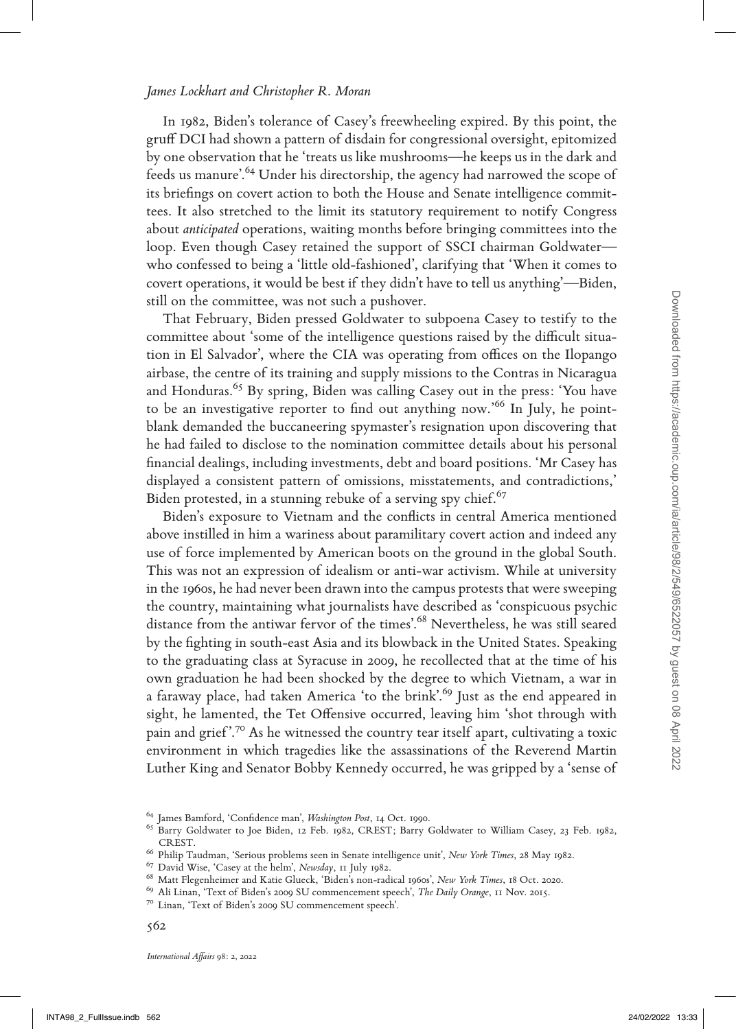In 1982, Biden's tolerance of Casey's freewheeling expired. By this point, the gruff DCI had shown a pattern of disdain for congressional oversight, epitomized by one observation that he 'treats us like mushrooms—he keeps us in the dark and feeds us manure'.[64] Under his directorship, the agency had narrowed the scope of its briefings on covert action to both the House and Senate intelligence committees. It also stretched to the limit its statutory requirement to notify Congress about *anticipated* operations, waiting months before bringing committees into the loop. Even though Casey retained the support of SSCI chairman Goldwater—who confessed to being a 'little old-fashioned', clarifying that 'When it comes to covert operations, it would be best if they didn't have to tell us anything'—Biden, still on the committee, was not such a pushover.

That February, Biden pressed Goldwater to subpoena Casey to testify to the committee about 'some of the intelligence questions raised by the difficult situation in El Salvador', where the CIA was operating from offices on the Ilopango airbase, the centre of its training and supply missions to the Contras in Nicaragua and Honduras.[65] By spring, Biden was calling Casey out in the press: 'You have to be an investigative reporter to find out anything now.'[66] In July, he point-blank demanded the buccaneering spymaster's resignation upon discovering that he had failed to disclose to the nomination committee details about his personal financial dealings, including investments, debt and board positions. 'Mr Casey has displayed a consistent pattern of omissions, misstatements, and contradictions,' Biden protested, in a stunning rebuke of a serving spy chief.[67]

Biden's exposure to Vietnam and the conflicts in central America mentioned above instilled in him a wariness about paramilitary covert action and indeed any use of force implemented by American boots on the ground in the global South. This was not an expression of idealism or anti-war activism. While at university in the 1960s, he had never been drawn into the campus protests that were sweeping the country, maintaining what journalists have described as 'conspicuous psychic distance from the antiwar fervor of the times'.[68] Nevertheless, he was still seared by the fighting in south-east Asia and its blowback in the United States. Speaking to the graduating class at Syracuse in 2009, he recollected that at the time of his own graduation he had been shocked by the degree to which Vietnam, a war in a faraway place, had taken America 'to the brink'.[69] Just as the end appeared in sight, he lamented, the Tet Offensive occurred, leaving him 'shot through with pain and grief'.[70] As he witnessed the country tear itself apart, cultivating a toxic environment in which tragedies like the assassinations of the Reverend Martin Luther King and Senator Bobby Kennedy occurred, he was gripped by a 'sense of

---

[64] James Bamford, 'Confidence man', *Washington Post*, 14 Oct. 1990.

[65] Barry Goldwater to Joe Biden, 12 Feb. 1982, CREST; Barry Goldwater to William Casey, 23 Feb. 1982, CREST.

[66] Philip Taudman, 'Serious problems seen in Senate intelligence unit', *New York Times*, 28 May 1982.

[67] David Wise, 'Casey at the helm', *Newsday*, 11 July 1982.

[68] Matt Flegenheimer and Katie Glueck, 'Biden's non-radical 1960s', *New York Times*, 18 Oct. 2020.

[69] Ali Linan, 'Text of Biden's 2009 SU commencement speech', *The Daily Orange*, 11 Nov. 2015.

[70] Linan, 'Text of Biden's 2009 SU commencement speech'.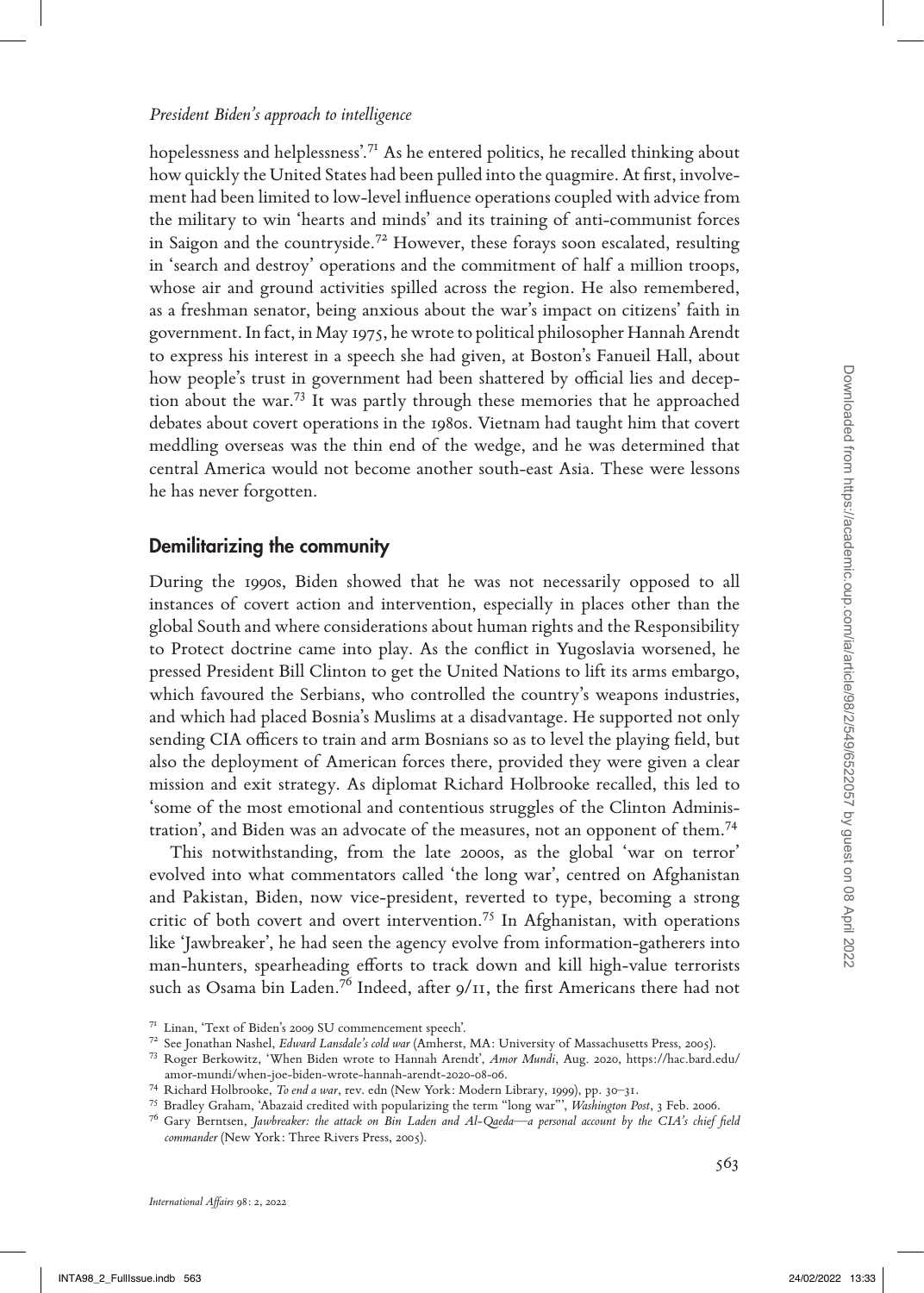hopelessness and helplessness'.[71] As he entered politics, he recalled thinking about how quickly the United States had been pulled into the quagmire. At first, involvement had been limited to low-level influence operations coupled with advice from the military to win 'hearts and minds' and its training of anti-communist forces in Saigon and the countryside.[72] However, these forays soon escalated, resulting in 'search and destroy' operations and the commitment of half a million troops, whose air and ground activities spilled across the region. He also remembered, as a freshman senator, being anxious about the war's impact on citizens' faith in government. In fact, in May 1975, he wrote to political philosopher Hannah Arendt to express his interest in a speech she had given, at Boston's Fanueil Hall, about how people's trust in government had been shattered by official lies and deception about the war.[73] It was partly through these memories that he approached debates about covert operations in the 1980s. Vietnam had taught him that covert meddling overseas was the thin end of the wedge, and he was determined that central America would not become another south-east Asia. These were lessons he has never forgotten.

## Demilitarizing the community

During the 1990s, Biden showed that he was not necessarily opposed to all instances of covert action and intervention, especially in places other than the global South and where considerations about human rights and the Responsibility to Protect doctrine came into play. As the conflict in Yugoslavia worsened, he pressed President Bill Clinton to get the United Nations to lift its arms embargo, which favoured the Serbians, who controlled the country's weapons industries, and which had placed Bosnia's Muslims at a disadvantage. He supported not only sending CIA officers to train and arm Bosnians so as to level the playing field, but also the deployment of American forces there, provided they were given a clear mission and exit strategy. As diplomat Richard Holbrooke recalled, this led to 'some of the most emotional and contentious struggles of the Clinton Administration', and Biden was an advocate of the measures, not an opponent of them.[74]

This notwithstanding, from the late 2000s, as the global 'war on terror' evolved into what commentators called 'the long war', centred on Afghanistan and Pakistan, Biden, now vice-president, reverted to type, becoming a strong critic of both covert and overt intervention.[75] In Afghanistan, with operations like 'Jawbreaker', he had seen the agency evolve from information-gatherers into man-hunters, spearheading efforts to track down and kill high-value terrorists such as Osama bin Laden.[76] Indeed, after 9/11, the first Americans there had not

---

[71] Linan, 'Text of Biden's 2009 SU commencement speech'.

[72] See Jonathan Nashel, *Edward Lansdale's cold war* (Amherst, MA: University of Massachusetts Press, 2005).

[73] Roger Berkowitz, 'When Biden wrote to Hannah Arendt', *Amor Mundi*, Aug. 2020, https://hac.bard.edu/amor-mundi/when-joe-biden-wrote-hannah-arendt-2020-08-06.

[74] Richard Holbrooke, *To end a war*, rev. edn (New York: Modern Library, 1999), pp. 30–31.

[75] Bradley Graham, 'Abazaid credited with popularizing the term "long war"', *Washington Post*, 3 Feb. 2006.

[76] Gary Berntsen, *Jawbreaker: the attack on Bin Laden and Al-Qaeda—a personal account by the CIA's chief field commander* (New York: Three Rivers Press, 2005).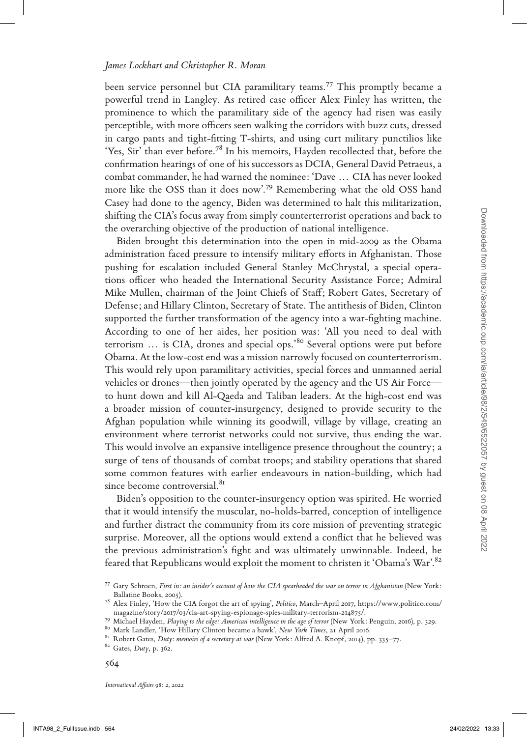been service personnel but CIA paramilitary teams.[77] This promptly became a powerful trend in Langley. As retired case officer Alex Finley has written, the prominence to which the paramilitary side of the agency had risen was easily perceptible, with more officers seen walking the corridors with buzz cuts, dressed in cargo pants and tight-fitting T-shirts, and using curt military punctilios like 'Yes, Sir' than ever before.[78] In his memoirs, Hayden recollected that, before the confirmation hearings of one of his successors as DCIA, General David Petraeus, a combat commander, he had warned the nominee: 'Dave … CIA has never looked more like the OSS than it does now'.[79] Remembering what the old OSS hand Casey had done to the agency, Biden was determined to halt this militarization, shifting the CIA's focus away from simply counterterrorist operations and back to the overarching objective of the production of national intelligence.

Biden brought this determination into the open in mid-2009 as the Obama administration faced pressure to intensify military efforts in Afghanistan. Those pushing for escalation included General Stanley McChrystal, a special operations officer who headed the International Security Assistance Force; Admiral Mike Mullen, chairman of the Joint Chiefs of Staff; Robert Gates, Secretary of Defense; and Hillary Clinton, Secretary of State. The antithesis of Biden, Clinton supported the further transformation of the agency into a war-fighting machine. According to one of her aides, her position was: 'All you need to deal with terrorism … is CIA, drones and special ops.'[80] Several options were put before Obama. At the low-cost end was a mission narrowly focused on counterterrorism. This would rely upon paramilitary activities, special forces and unmanned aerial vehicles or drones—then jointly operated by the agency and the US Air Force—to hunt down and kill Al-Qaeda and Taliban leaders. At the high-cost end was a broader mission of counter-insurgency, designed to provide security to the Afghan population while winning its goodwill, village by village, creating an environment where terrorist networks could not survive, thus ending the war. This would involve an expansive intelligence presence throughout the country; a surge of tens of thousands of combat troops; and stability operations that shared some common features with earlier endeavours in nation-building, which had since become controversial.[81]

Biden's opposition to the counter-insurgency option was spirited. He worried that it would intensify the muscular, no-holds-barred, conception of intelligence and further distract the community from its core mission of preventing strategic surprise. Moreover, all the options would extend a conflict that he believed was the previous administration's fight and was ultimately unwinnable. Indeed, he feared that Republicans would exploit the moment to christen it 'Obama's War'.[82]

---

[77] Gary Schroen, *First in: an insider's account of how the CIA spearheaded the war on terror in Afghanistan* (New York: Ballatine Books, 2005).

[78] Alex Finley, 'How the CIA forgot the art of spying', *Politico*, March–April 2017, https://www.politico.com/magazine/story/2017/03/cia-art-spying-espionage-spies-military-terrorism-214875/.

[79] Michael Hayden, *Playing to the edge: American intelligence in the age of terror* (New York: Penguin, 2016), p. 329.

[80] Mark Landler, 'How Hillary Clinton became a hawk', *New York Times*, 21 April 2016.

[81] Robert Gates, *Duty: memoirs of a secretary at war* (New York: Alfred A. Knopf, 2014), pp. 335–77.

[82] Gates, *Duty*, p. 362.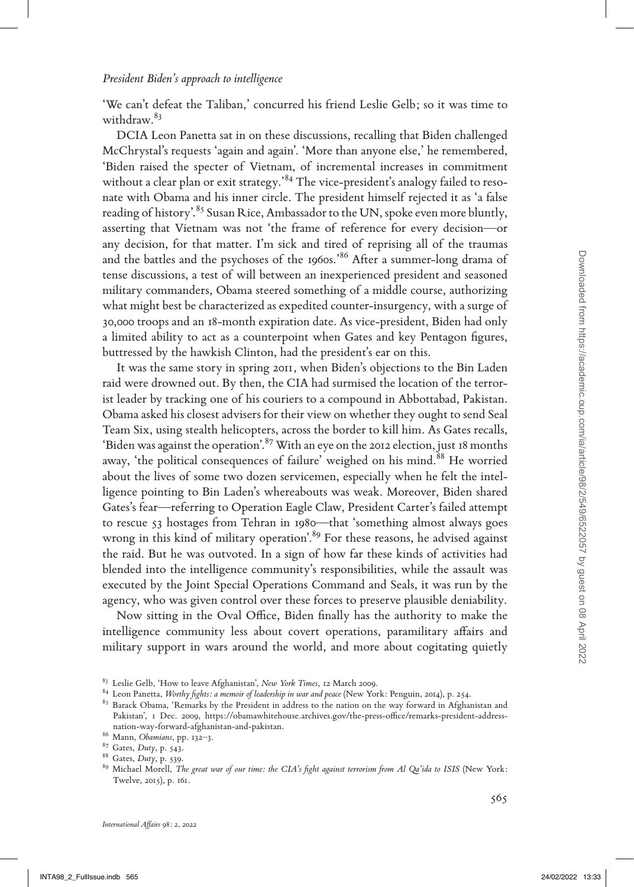'We can't defeat the Taliban,' concurred his friend Leslie Gelb; so it was time to withdraw.[83]

DCIA Leon Panetta sat in on these discussions, recalling that Biden challenged McChrystal's requests 'again and again'. 'More than anyone else,' he remembered, 'Biden raised the specter of Vietnam, of incremental increases in commitment without a clear plan or exit strategy.'[84] The vice-president's analogy failed to resonate with Obama and his inner circle. The president himself rejected it as 'a false reading of history'.[85] Susan Rice, Ambassador to the UN, spoke even more bluntly, asserting that Vietnam was not 'the frame of reference for every decision—or any decision, for that matter. I'm sick and tired of reprising all of the traumas and the battles and the psychoses of the 1960s.'[86] After a summer-long drama of tense discussions, a test of will between an inexperienced president and seasoned military commanders, Obama steered something of a middle course, authorizing what might best be characterized as expedited counter-insurgency, with a surge of 30,000 troops and an 18-month expiration date. As vice-president, Biden had only a limited ability to act as a counterpoint when Gates and key Pentagon figures, buttressed by the hawkish Clinton, had the president's ear on this.

It was the same story in spring 2011, when Biden's objections to the Bin Laden raid were drowned out. By then, the CIA had surmised the location of the terrorist leader by tracking one of his couriers to a compound in Abbottabad, Pakistan. Obama asked his closest advisers for their view on whether they ought to send Seal Team Six, using stealth helicopters, across the border to kill him. As Gates recalls, 'Biden was against the operation'.[87] With an eye on the 2012 election, just 18 months away, 'the political consequences of failure' weighed on his mind.[88] He worried about the lives of some two dozen servicemen, especially when he felt the intelligence pointing to Bin Laden's whereabouts was weak. Moreover, Biden shared Gates's fear—referring to Operation Eagle Claw, President Carter's failed attempt to rescue 53 hostages from Tehran in 1980—that 'something almost always goes wrong in this kind of military operation'.[89] For these reasons, he advised against the raid. But he was outvoted. In a sign of how far these kinds of activities had blended into the intelligence community's responsibilities, while the assault was executed by the Joint Special Operations Command and Seals, it was run by the agency, who was given control over these forces to preserve plausible deniability.

Now sitting in the Oval Office, Biden finally has the authority to make the intelligence community less about covert operations, paramilitary affairs and military support in wars around the world, and more about cogitating quietly

---

[83] Leslie Gelb, 'How to leave Afghanistan', *New York Times*, 12 March 2009.

[84] Leon Panetta, *Worthy fights: a memoir of leadership in war and peace* (New York: Penguin, 2014), p. 254.

[85] Barack Obama, 'Remarks by the President in address to the nation on the way forward in Afghanistan and Pakistan', 1 Dec. 2009, https://obamawhitehouse.archives.gov/the-press-office/remarks-president-address-nation-way-forward-afghanistan-and-pakistan.

[86] Mann, *Obamians*, pp. 132–3.

[87] Gates, *Duty*, p. 543.

[88] Gates, *Duty*, p. 539.

[89] Michael Morell, *The great war of our time: the CIA's fight against terrorism from Al Qa'ida to ISIS* (New York: Twelve, 2015), p. 161.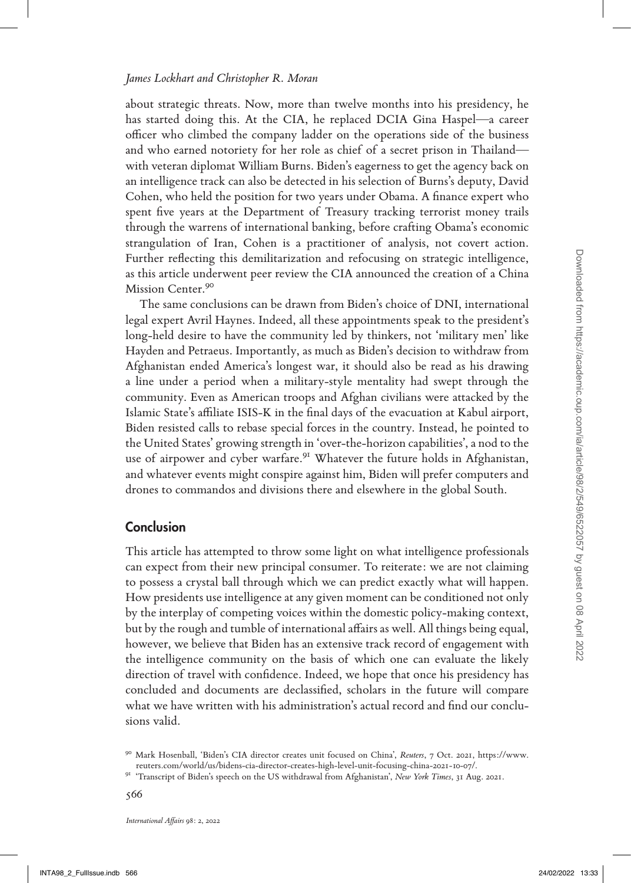about strategic threats. Now, more than twelve months into his presidency, he has started doing this. At the CIA, he replaced DCIA Gina Haspel—a career officer who climbed the company ladder on the operations side of the business and who earned notoriety for her role as chief of a secret prison in Thailand—with veteran diplomat William Burns. Biden's eagerness to get the agency back on an intelligence track can also be detected in his selection of Burns's deputy, David Cohen, who held the position for two years under Obama. A finance expert who spent five years at the Department of Treasury tracking terrorist money trails through the warrens of international banking, before crafting Obama's economic strangulation of Iran, Cohen is a practitioner of analysis, not covert action. Further reflecting this demilitarization and refocusing on strategic intelligence, as this article underwent peer review the CIA announced the creation of a China Mission Center.[90]

The same conclusions can be drawn from Biden's choice of DNI, international legal expert Avril Haynes. Indeed, all these appointments speak to the president's long-held desire to have the community led by thinkers, not 'military men' like Hayden and Petraeus. Importantly, as much as Biden's decision to withdraw from Afghanistan ended America's longest war, it should also be read as his drawing a line under a period when a military-style mentality had swept through the community. Even as American troops and Afghan civilians were attacked by the Islamic State's affiliate ISIS-K in the final days of the evacuation at Kabul airport, Biden resisted calls to rebase special forces in the country. Instead, he pointed to the United States' growing strength in 'over-the-horizon capabilities', a nod to the use of airpower and cyber warfare.[91] Whatever the future holds in Afghanistan, and whatever events might conspire against him, Biden will prefer computers and drones to commandos and divisions there and elsewhere in the global South.

## Conclusion

This article has attempted to throw some light on what intelligence professionals can expect from their new principal consumer. To reiterate: we are not claiming to possess a crystal ball through which we can predict exactly what will happen. How presidents use intelligence at any given moment can be conditioned not only by the interplay of competing voices within the domestic policy-making context, but by the rough and tumble of international affairs as well. All things being equal, however, we believe that Biden has an extensive track record of engagement with the intelligence community on the basis of which one can evaluate the likely direction of travel with confidence. Indeed, we hope that once his presidency has concluded and documents are declassified, scholars in the future will compare what we have written with his administration's actual record and find our conclusions valid.

[90] Mark Hosenball, 'Biden's CIA director creates unit focused on China', *Reuters*, 7 Oct. 2021, https://www.reuters.com/world/us/bidens-cia-director-creates-high-level-unit-focusing-china-2021-10-07/.

[91] 'Transcript of Biden's speech on the US withdrawal from Afghanistan', *New York Times*, 31 Aug. 2021.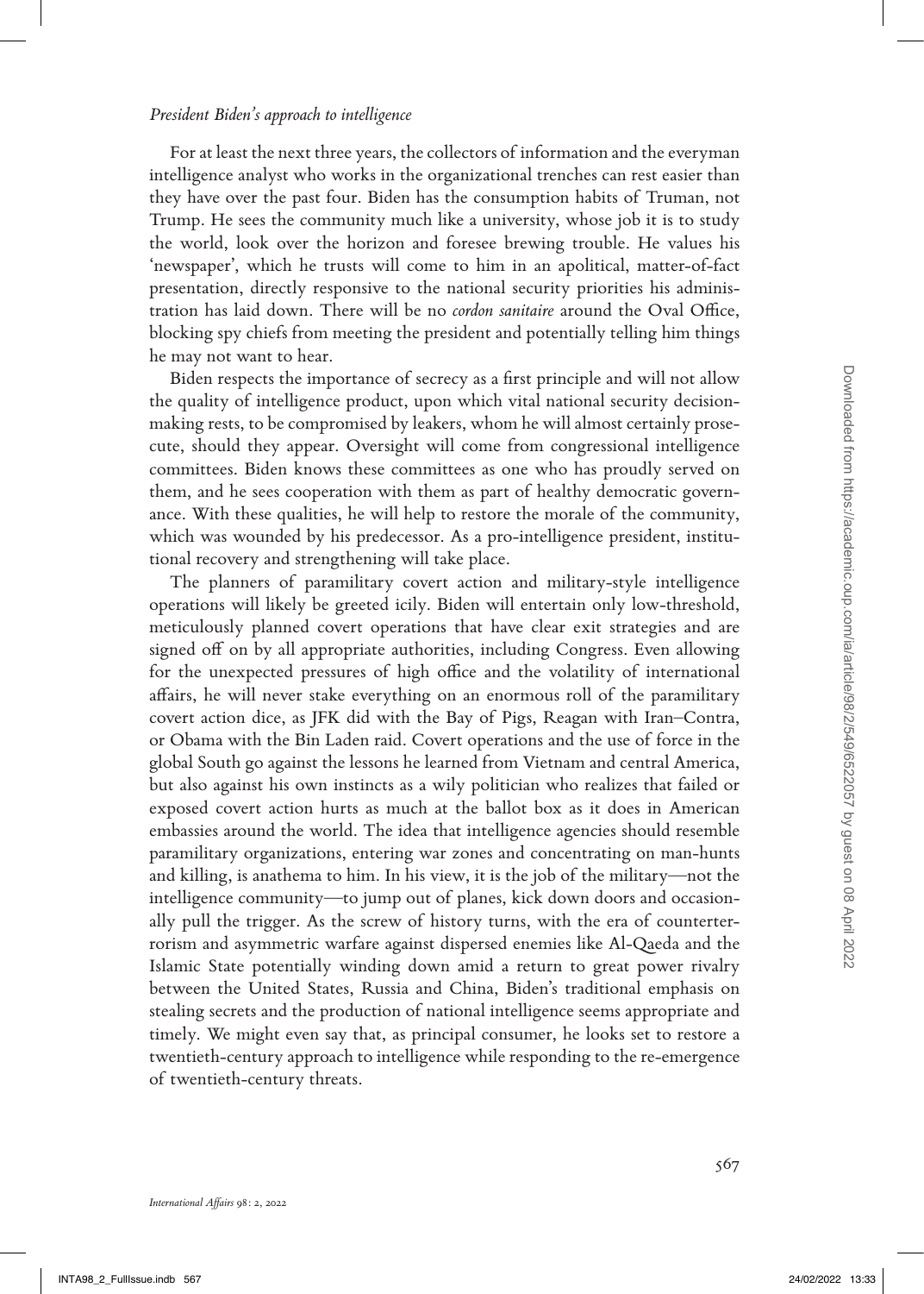*President Biden's approach to intelligence*

For at least the next three years, the collectors of information and the everyman intelligence analyst who works in the organizational trenches can rest easier than they have over the past four. Biden has the consumption habits of Truman, not Trump. He sees the community much like a university, whose job it is to study the world, look over the horizon and foresee brewing trouble. He values his 'newspaper', which he trusts will come to him in an apolitical, matter-of-fact presentation, directly responsive to the national security priorities his administration has laid down. There will be no *cordon sanitaire* around the Oval Office, blocking spy chiefs from meeting the president and potentially telling him things he may not want to hear.

Biden respects the importance of secrecy as a first principle and will not allow the quality of intelligence product, upon which vital national security decision-making rests, to be compromised by leakers, whom he will almost certainly prosecute, should they appear. Oversight will come from congressional intelligence committees. Biden knows these committees as one who has proudly served on them, and he sees cooperation with them as part of healthy democratic governance. With these qualities, he will help to restore the morale of the community, which was wounded by his predecessor. As a pro-intelligence president, institutional recovery and strengthening will take place.

The planners of paramilitary covert action and military-style intelligence operations will likely be greeted icily. Biden will entertain only low-threshold, meticulously planned covert operations that have clear exit strategies and are signed off on by all appropriate authorities, including Congress. Even allowing for the unexpected pressures of high office and the volatility of international affairs, he will never stake everything on an enormous roll of the paramilitary covert action dice, as JFK did with the Bay of Pigs, Reagan with Iran–Contra, or Obama with the Bin Laden raid. Covert operations and the use of force in the global South go against the lessons he learned from Vietnam and central America, but also against his own instincts as a wily politician who realizes that failed or exposed covert action hurts as much at the ballot box as it does in American embassies around the world. The idea that intelligence agencies should resemble paramilitary organizations, entering war zones and concentrating on man-hunts and killing, is anathema to him. In his view, it is the job of the military—not the intelligence community—to jump out of planes, kick down doors and occasionally pull the trigger. As the screw of history turns, with the era of counterterrorism and asymmetric warfare against dispersed enemies like Al-Qaeda and the Islamic State potentially winding down amid a return to great power rivalry between the United States, Russia and China, Biden's traditional emphasis on stealing secrets and the production of national intelligence seems appropriate and timely. We might even say that, as principal consumer, he looks set to restore a twentieth-century approach to intelligence while responding to the re-emergence of twentieth-century threats.